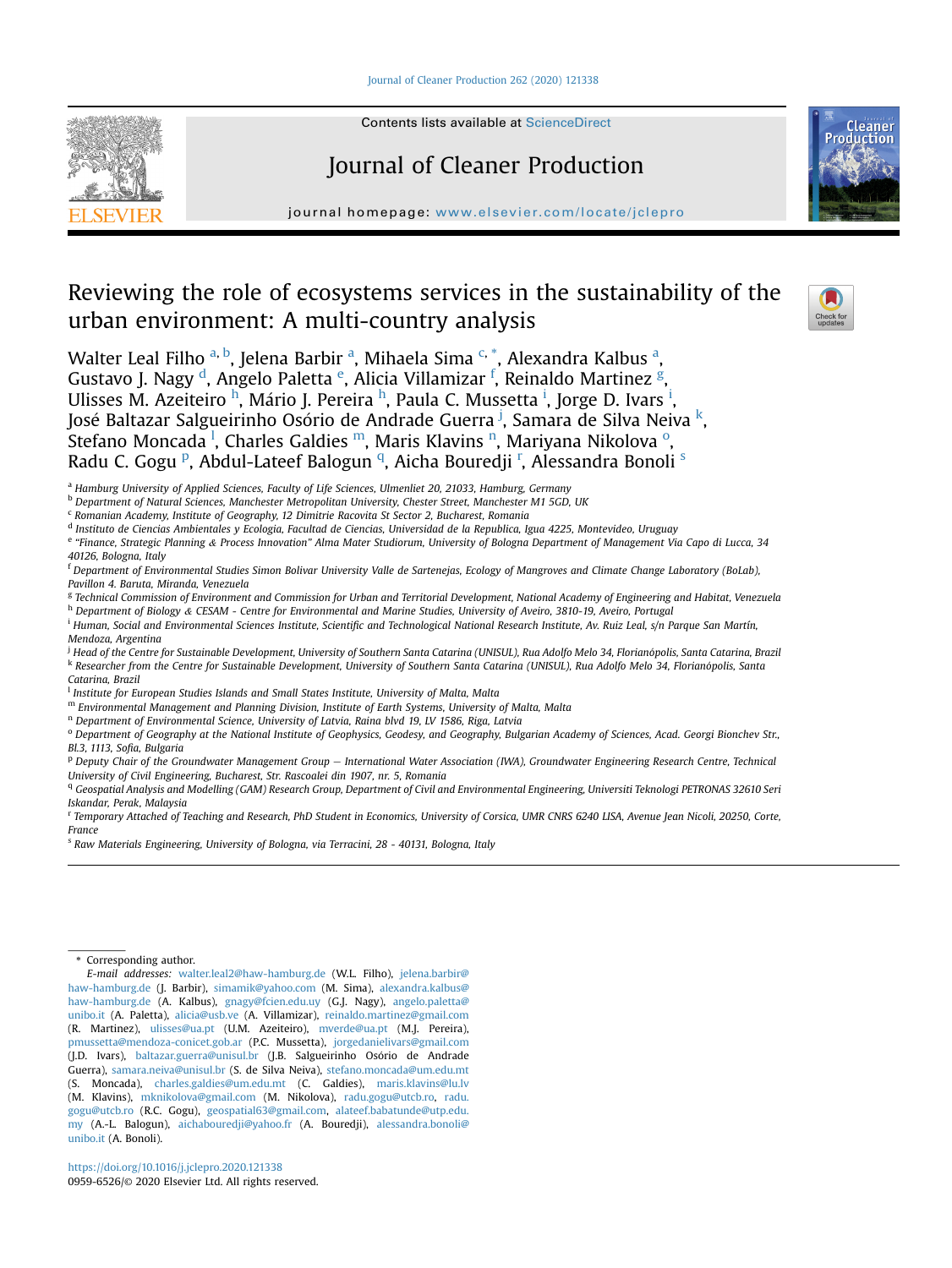Contents lists available at ScienceDirect

# Journal of Cleaner Production

journal homepage: www.elsevier.com/locate/jclepro

# Reviewing the role of ecosystems services in the sustainability of the urban environment: A multi-country analysis

Walter Leal Filho [a, b], Jelena Barbir [a], Mihaela Sima [c, *], Alexandra Kalbus [a], Gustavo J. Nagy [d], Angelo Paletta [e], Alicia Villamizar [f], Reinaldo Martinez [g], Ulisses M. Azeiteiro [h], Mário J. Pereira [h], Paula C. Mussetta [i], Jorge D. Ivars [i], José Baltazar Salgueirinho Osório de Andrade Guerra [j], Samara de Silva Neiva [k], Stefano Moncada [l], Charles Galdies [m], Maris Klavins [n], Mariyana Nikolova [o], Radu C. Gogu [p], Abdul-Lateef Balogun [q], Aicha Bouredji [r], Alessandra Bonoli [s]

[a] Hamburg University of Applied Sciences, Faculty of Life Sciences, Ulmenliet 20, 21033, Hamburg, Germany
[b] Department of Natural Sciences, Manchester Metropolitan University, Chester Street, Manchester M1 5GD, UK
[c] Romanian Academy, Institute of Geography, 12 Dimitrie Racovita St Sector 2, Bucharest, Romania
[d] Instituto de Ciencias Ambientales y Ecologia, Facultad de Ciencias, Universidad de la Republica, Igua 4225, Montevideo, Uruguay
[e] "Finance, Strategic Planning & Process Innovation" Alma Mater Studiorum, University of Bologna Department of Management Via Capo di Lucca, 34 40126, Bologna, Italy
[f] Department of Environmental Studies Simon Bolivar University Valle de Sartenejas, Ecology of Mangroves and Climate Change Laboratory (BoLab), Pavillon 4. Baruta, Miranda, Venezuela
[g] Technical Commission of Environment and Commission for Urban and Territorial Development, National Academy of Engineering and Habitat, Venezuela
[h] Department of Biology & CESAM - Centre for Environmental and Marine Studies, University of Aveiro, 3810-19, Aveiro, Portugal
[i] Human, Social and Environmental Sciences Institute, Scientific and Technological National Research Institute, Av. Ruiz Leal, s/n Parque San Martín, Mendoza, Argentina
[j] Head of the Centre for Sustainable Development, University of Southern Santa Catarina (UNISUL), Rua Adolfo Melo 34, Florianópolis, Santa Catarina, Brazil
[k] Researcher from the Centre for Sustainable Development, University of Southern Santa Catarina (UNISUL), Rua Adolfo Melo 34, Florianópolis, Santa Catarina, Brazil
[l] Institute for European Studies Islands and Small States Institute, University of Malta, Malta
[m] Environmental Management and Planning Division, Institute of Earth Systems, University of Malta, Malta
[n] Department of Environmental Science, University of Latvia, Raina blvd 19, LV 1586, Riga, Latvia
[o] Department of Geography at the National Institute of Geophysics, Geodesy, and Geography, Bulgarian Academy of Sciences, Acad. Georgi Bonchev Str., Bl.3, 1113, Sofia, Bulgaria
[p] Deputy Chair of the Groundwater Management Group – International Water Association (IWA), Groundwater Engineering Research Centre, Technical University of Civil Engineering, Bucharest, Str. Rascoalei din 1907, nr. 5, Romania
[q] Geospatial Analysis and Modelling (GAM) Research Group, Department of Civil and Environmental Engineering, Universiti Teknologi PETRONAS 32610 Seri Iskandar, Perak, Malaysia
[r] Temporary Attached of Teaching and Research, PhD Student in Economics, University of Corsica, UMR CNRS 6240 LISA, Avenue Jean Nicoli, 20250, Corte, France
[s] Raw Materials Engineering, University of Bologna, via Terracini, 28 - 40131, Bologna, Italy

\* Corresponding author.

*E-mail addresses:* walter.leal2@haw-hamburg.de (W.L. Filho), jelena.barbir@haw-hamburg.de (J. Barbir), simamik@yahoo.com (M. Sima), alexandra.kalbus@haw-hamburg.de (A. Kalbus), gnagy@fcien.edu.uy (G.J. Nagy), angelo.paletta@unibo.it (A. Paletta), alicia@usb.ve (A. Villamizar), reinaldo.martinez@gmail.com (R. Martinez), ulisses@ua.pt (U.M. Azeiteiro), mverde@ua.pt (M.J. Pereira), pmussetta@mendoza-conicet.gob.ar (P.C. Mussetta), jorgedanielivars@gmail.com (J.D. Ivars), baltazar.guerra@unisul.br (J.B. Salgueirinho Osório de Andrade Guerra), samara.neiva@unisul.br (S. de Silva Neiva), stefano.moncada@um.edu.mt (S. Moncada), charles.galdies@um.edu.mt (C. Galdies), maris.klavins@lu.lv (M. Klavins), mknikolova@gmail.com (M. Nikolova), radu.gogu@utcb.ro, radu.gogu@utcb.ro (R.C. Gogu), geospatial63@gmail.com, alateef.babatunde@utp.edu.my (A.-L. Balogun), aichabouredji@yahoo.fr (A. Bouredji), alessandra.bonoli@unibo.it (A. Bonoli).

https://doi.org/10.1016/j.jclepro.2020.121338
0959-6526/© 2020 Elsevier Ltd. All rights reserved.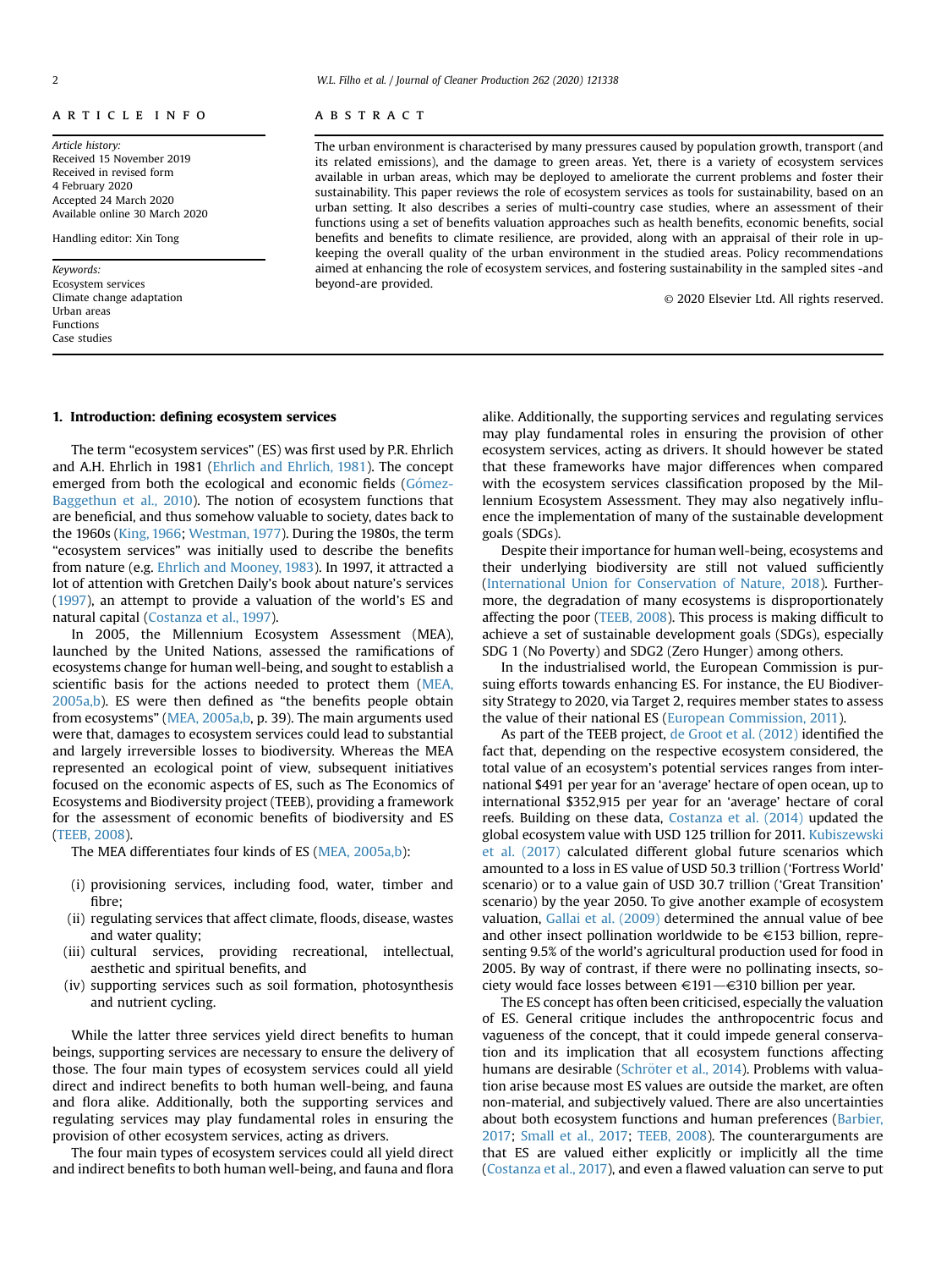ARTICLE INFO

*Article history:*
Received 15 November 2019
Received in revised form
4 February 2020
Accepted 24 March 2020
Available online 30 March 2020

Handling editor: Xin Tong

*Keywords:*
Ecosystem services
Climate change adaptation
Urban areas
Functions
Case studies

ABSTRACT

The urban environment is characterised by many pressures caused by population growth, transport (and its related emissions), and the damage to green areas. Yet, there is a variety of ecosystem services available in urban areas, which may be deployed to ameliorate the current problems and foster their sustainability. This paper reviews the role of ecosystem services as tools for sustainability, based on an urban setting. It also describes a series of multi-country case studies, where an assessment of their functions using a set of benefits valuation approaches such as health benefits, economic benefits, social benefits and benefits to climate resilience, are provided, along with an appraisal of their role in upkeeping the overall quality of the urban environment in the studied areas. Policy recommendations aimed at enhancing the role of ecosystem services, and fostering sustainability in the sampled sites -and beyond-are provided.

© 2020 Elsevier Ltd. All rights reserved.

## 1. Introduction: defining ecosystem services

The term "ecosystem services" (ES) was first used by P.R. Ehrlich and A.H. Ehrlich in 1981 (Ehrlich and Ehrlich, 1981). The concept emerged from both the ecological and economic fields (Gómez-Baggethun et al., 2010). The notion of ecosystem functions that are beneficial, and thus somehow valuable to society, dates back to the 1960s (King, 1966; Westman, 1977). During the 1980s, the term "ecosystem services" was initially used to describe the benefits from nature (e.g. Ehrlich and Mooney, 1983). In 1997, it attracted a lot of attention with Gretchen Daily's book about nature's services (1997), an attempt to provide a valuation of the world's ES and natural capital (Costanza et al., 1997).

In 2005, the Millennium Ecosystem Assessment (MEA), launched by the United Nations, assessed the ramifications of ecosystems change for human well-being, and sought to establish a scientific basis for the actions needed to protect them (MEA, 2005a,b). ES were then defined as "the benefits people obtain from ecosystems" (MEA, 2005a,b, p. 39). The main arguments used were that, damages to ecosystem services could lead to substantial and largely irreversible losses to biodiversity. Whereas the MEA represented an ecological point of view, subsequent initiatives focused on the economic aspects of ES, such as The Economics of Ecosystems and Biodiversity project (TEEB), providing a framework for the assessment of economic benefits of biodiversity and ES (TEEB, 2008).

The MEA differentiates four kinds of ES (MEA, 2005a,b):

(i) provisioning services, including food, water, timber and fibre;
(ii) regulating services that affect climate, floods, disease, wastes and water quality;
(iii) cultural services, providing recreational, intellectual, aesthetic and spiritual benefits, and
(iv) supporting services such as soil formation, photosynthesis and nutrient cycling.

While the latter three services yield direct benefits to human beings, supporting services are necessary to ensure the delivery of those. The four main types of ecosystem services could all yield direct and indirect benefits to both human well-being, and fauna and flora alike. Additionally, both the supporting services and regulating services may play fundamental roles in ensuring the provision of other ecosystem services, acting as drivers.

The four main types of ecosystem services could all yield direct and indirect benefits to both human well-being, and fauna and flora alike. Additionally, the supporting services and regulating services may play fundamental roles in ensuring the provision of other ecosystem services, acting as drivers. It should however be stated that these frameworks have major differences when compared with the ecosystem services classification proposed by the Millennium Ecosystem Assessment. They may also negatively influence the implementation of many of the sustainable development goals (SDGs).

Despite their importance for human well-being, ecosystems and their underlying biodiversity are still not valued sufficiently (International Union for Conservation of Nature, 2018). Furthermore, the degradation of many ecosystems is disproportionately affecting the poor (TEEB, 2008). This process is making difficult to achieve a set of sustainable development goals (SDGs), especially SDG 1 (No Poverty) and SDG2 (Zero Hunger) among others.

In the industrialised world, the European Commission is pursuing efforts towards enhancing ES. For instance, the EU Biodiversity Strategy to 2020, via Target 2, requires member states to assess the value of their national ES (European Commission, 2011).

As part of the TEEB project, de Groot et al. (2012) identified the fact that, depending on the respective ecosystem considered, the total value of an ecosystem's potential services ranges from international $491 per year for an 'average' hectare of open ocean, up to international $352,915 per year for an 'average' hectare of coral reefs. Building on these data, Costanza et al. (2014) updated the global ecosystem value with USD 125 trillion for 2011. Kubiszewski et al. (2017) calculated different global future scenarios which amounted to a loss in ES value of USD 50.3 trillion ('Fortress World' scenario) or to a value gain of USD 30.7 trillion ('Great Transition' scenario) by the year 2050. To give another example of ecosystem valuation, Gallai et al. (2009) determined the annual value of bee and other insect pollination worldwide to be €153 billion, representing 9.5% of the world's agricultural production used for food in 2005. By way of contrast, if there were no pollinating insects, society would face losses between €191—€310 billion per year.

The ES concept has often been criticised, especially the valuation of ES. General critique includes the anthropocentric focus and vagueness of the concept, that it could impede general conservation and its implication that all ecosystem functions affecting humans are desirable (Schröter et al., 2014). Problems with valuation arise because most ES values are outside the market, are often non-material, and subjectively valued. There are also uncertainties about both ecosystem functions and human preferences (Barbier, 2017; Small et al., 2017; TEEB, 2008). The counterarguments are that ES are valued either explicitly or implicitly all the time (Costanza et al., 2017), and even a flawed valuation can serve to put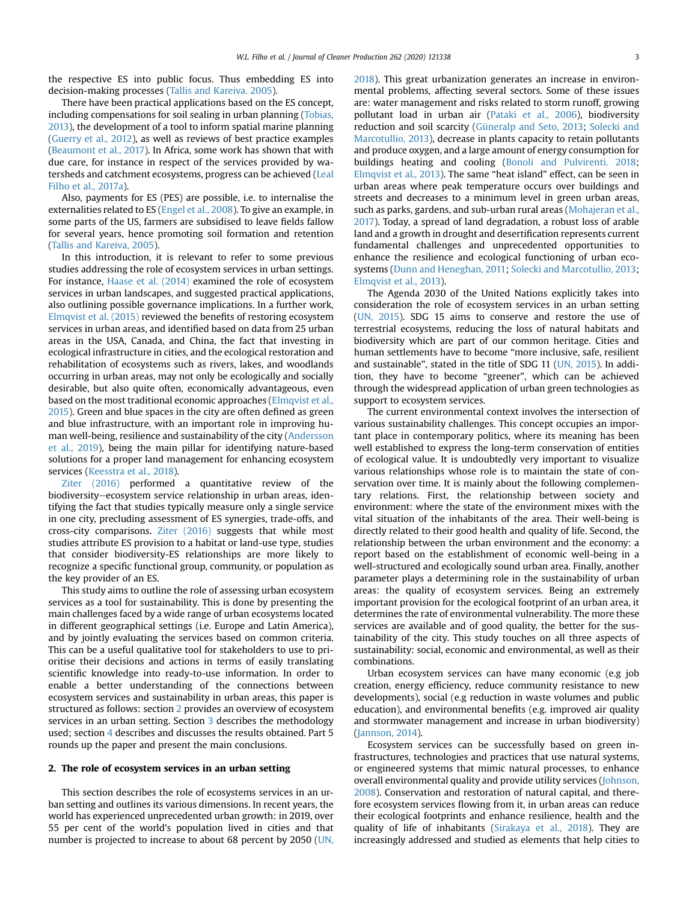the respective ES into public focus. Thus embedding ES into decision-making processes (Tallis and Kareiva. 2005).

There have been practical applications based on the ES concept, including compensations for soil sealing in urban planning (Tobias, 2013), the development of a tool to inform spatial marine planning (Guerry et al., 2012), as well as reviews of best practice examples (Beaumont et al., 2017). In Africa, some work has shown that with due care, for instance in respect of the services provided by watersheds and catchment ecosystems, progress can be achieved (Leal Filho et al., 2017a).

Also, payments for ES (PES) are possible, i.e. to internalise the externalities related to ES (Engel et al., 2008). To give an example, in some parts of the US, farmers are subsidised to leave fields fallow for several years, hence promoting soil formation and retention (Tallis and Kareiva, 2005).

In this introduction, it is relevant to refer to some previous studies addressing the role of ecosystem services in urban settings. For instance, Haase et al. (2014) examined the role of ecosystem services in urban landscapes, and suggested practical applications, also outlining possible governance implications. In a further work, Elmqvist et al. (2015) reviewed the benefits of restoring ecosystem services in urban areas, and identified based on data from 25 urban areas in the USA, Canada, and China, the fact that investing in ecological infrastructure in cities, and the ecological restoration and rehabilitation of ecosystems such as rivers, lakes, and woodlands occurring in urban areas, may not only be ecologically and socially desirable, but also quite often, economically advantageous, even based on the most traditional economic approaches (Elmqvist et al., 2015). Green and blue spaces in the city are often defined as green and blue infrastructure, with an important role in improving human well-being, resilience and sustainability of the city (Andersson et al., 2019), being the main pillar for identifying nature-based solutions for a proper land management for enhancing ecosystem services (Keesstra et al., 2018).

Ziter (2016) performed a quantitative review of the biodiversity–ecosystem service relationship in urban areas, identifying the fact that studies typically measure only a single service in one city, precluding assessment of ES synergies, trade-offs, and cross-city comparisons. Ziter (2016) suggests that while most studies attribute ES provision to a habitat or land-use type, studies that consider biodiversity-ES relationships are more likely to recognize a specific functional group, community, or population as the key provider of an ES.

This study aims to outline the role of assessing urban ecosystem services as a tool for sustainability. This is done by presenting the main challenges faced by a wide range of urban ecosystems located in different geographical settings (i.e. Europe and Latin America), and by jointly evaluating the services based on common criteria. This can be a useful qualitative tool for stakeholders to use to prioritise their decisions and actions in terms of easily translating scientific knowledge into ready-to-use information. In order to enable a better understanding of the connections between ecosystem services and sustainability in urban areas, this paper is structured as follows: section 2 provides an overview of ecosystem services in an urban setting. Section 3 describes the methodology used; section 4 describes and discusses the results obtained. Part 5 rounds up the paper and present the main conclusions.

## 2. The role of ecosystem services in an urban setting

This section describes the role of ecosystems services in an urban setting and outlines its various dimensions. In recent years, the world has experienced unprecedented urban growth: in 2019, over 55 per cent of the world's population lived in cities and that number is projected to increase to about 68 percent by 2050 (UN, 2018). This great urbanization generates an increase in environmental problems, affecting several sectors. Some of these issues are: water management and risks related to storm runoff, growing pollutant load in urban air (Pataki et al., 2006), biodiversity reduction and soil scarcity (Güneralp and Seto, 2013; Solecki and Marcotullio, 2013), decrease in plants capacity to retain pollutants and produce oxygen, and a large amount of energy consumption for buildings heating and cooling (Bonoli and Pulvirenti. 2018; Elmqvist et al., 2013). The same "heat island" effect, can be seen in urban areas where peak temperature occurs over buildings and streets and decreases to a minimum level in green urban areas, such as parks, gardens, and sub-urban rural areas (Mohajeran et al., 2017). Today, a spread of land degradation, a robust loss of arable land and a growth in drought and desertification represents current fundamental challenges and unprecedented opportunities to enhance the resilience and ecological functioning of urban ecosystems (Dunn and Heneghan, 2011; Solecki and Marcotullio, 2013; Elmqvist et al., 2013).

The Agenda 2030 of the United Nations explicitly takes into consideration the role of ecosystem services in an urban setting (UN, 2015). SDG 15 aims to conserve and restore the use of terrestrial ecosystems, reducing the loss of natural habitats and biodiversity which are part of our common heritage. Cities and human settlements have to become "more inclusive, safe, resilient and sustainable", stated in the title of SDG 11 (UN, 2015). In addition, they have to become "greener", which can be achieved through the widespread application of urban green technologies as support to ecosystem services.

The current environmental context involves the intersection of various sustainability challenges. This concept occupies an important place in contemporary politics, where its meaning has been well established to express the long-term conservation of entities of ecological value. It is undoubtedly very important to visualize various relationships whose role is to maintain the state of conservation over time. It is mainly about the following complementary relations. First, the relationship between society and environment: where the state of the environment mixes with the vital situation of the inhabitants of the area. Their well-being is directly related to their good health and quality of life. Second, the relationship between the urban environment and the economy: a report based on the establishment of economic well-being in a well-structured and ecologically sound urban area. Finally, another parameter plays a determining role in the sustainability of urban areas: the quality of ecosystem services. Being an extremely important provision for the ecological footprint of an urban area, it determines the rate of environmental vulnerability. The more these services are available and of good quality, the better for the sustainability of the city. This study touches on all three aspects of sustainability: social, economic and environmental, as well as their combinations.

Urban ecosystem services can have many economic (e.g job creation, energy efficiency, reduce community resistance to new developments), social (e.g reduction in waste volumes and public education), and environmental benefits (e.g. improved air quality and stormwater management and increase in urban biodiversity) (Jannson, 2014).

Ecosystem services can be successfully based on green infrastructures, technologies and practices that use natural systems, or engineered systems that mimic natural processes, to enhance overall environmental quality and provide utility services (Johnson, 2008). Conservation and restoration of natural capital, and therefore ecosystem services flowing from it, in urban areas can reduce their ecological footprints and enhance resilience, health and the quality of life of inhabitants (Sirakaya et al., 2018). They are increasingly addressed and studied as elements that help cities to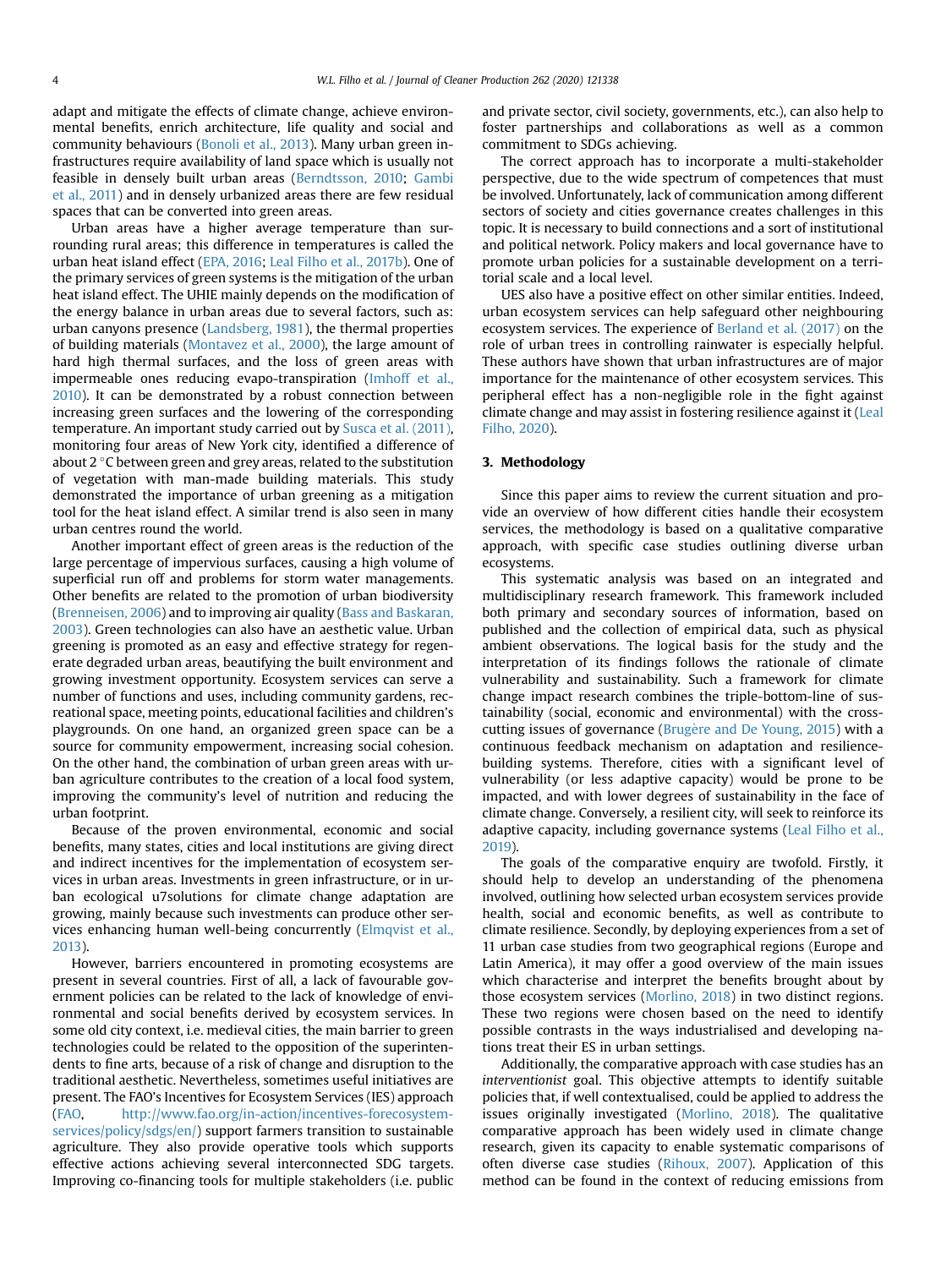adapt and mitigate the effects of climate change, achieve environmental benefits, enrich architecture, life quality and social and community behaviours (Bonoli et al., 2013). Many urban green infrastructures require availability of land space which is usually not feasible in densely built urban areas (Berndtsson, 2010; Gambi et al., 2011) and in densely urbanized areas there are few residual spaces that can be converted into green areas.

Urban areas have a higher average temperature than surrounding rural areas; this difference in temperatures is called the urban heat island effect (EPA, 2016; Leal Filho et al., 2017b). One of the primary services of green systems is the mitigation of the urban heat island effect. The UHIE mainly depends on the modification of the energy balance in urban areas due to several factors, such as: urban canyons presence (Landsberg, 1981), the thermal properties of building materials (Montavez et al., 2000), the large amount of hard high thermal surfaces, and the loss of green areas with impermeable ones reducing evapo-transpiration (Imhoff et al., 2010). It can be demonstrated by a robust connection between increasing green surfaces and the lowering of the corresponding temperature. An important study carried out by Susca et al. (2011), monitoring four areas of New York city, identified a difference of about 2 °C between green and grey areas, related to the substitution of vegetation with man-made building materials. This study demonstrated the importance of urban greening as a mitigation tool for the heat island effect. A similar trend is also seen in many urban centres round the world.

Another important effect of green areas is the reduction of the large percentage of impervious surfaces, causing a high volume of superficial run off and problems for storm water managements. Other benefits are related to the promotion of urban biodiversity (Brenneisen, 2006) and to improving air quality (Bass and Baskaran, 2003). Green technologies can also have an aesthetic value. Urban greening is promoted as an easy and effective strategy for regenerate degraded urban areas, beautifying the built environment and growing investment opportunity. Ecosystem services can serve a number of functions and uses, including community gardens, recreational space, meeting points, educational facilities and children's playgrounds. On one hand, an organized green space can be a source for community empowerment, increasing social cohesion. On the other hand, the combination of urban green areas with urban agriculture contributes to the creation of a local food system, improving the community's level of nutrition and reducing the urban footprint.

Because of the proven environmental, economic and social benefits, many states, cities and local institutions are giving direct and indirect incentives for the implementation of ecosystem services in urban areas. Investments in green infrastructure, or in urban ecological u7solutions for climate change adaptation are growing, mainly because such investments can produce other services enhancing human well-being concurrently (Elmqvist et al., 2013).

However, barriers encountered in promoting ecosystems are present in several countries. First of all, a lack of favourable government policies can be related to the lack of knowledge of environmental and social benefits derived by ecosystem services. In some old city context, i.e. medieval cities, the main barrier to green technologies could be related to the opposition of the superintendents to fine arts, because of a risk of change and disruption to the traditional aesthetic. Nevertheless, sometimes useful initiatives are present. The FAO's Incentives for Ecosystem Services (IES) approach (FAO, http://www.fao.org/in-action/incentives-forecosystem-services/policy/sdgs/en/) support farmers transition to sustainable agriculture. They also provide operative tools which supports effective actions achieving several interconnected SDG targets. Improving co-financing tools for multiple stakeholders (i.e. public and private sector, civil society, governments, etc.), can also help to foster partnerships and collaborations as well as a common commitment to SDGs achieving.

The correct approach has to incorporate a multi-stakeholder perspective, due to the wide spectrum of competences that must be involved. Unfortunately, lack of communication among different sectors of society and cities governance creates challenges in this topic. It is necessary to build connections and a sort of institutional and political network. Policy makers and local governance have to promote urban policies for a sustainable development on a territorial scale and a local level.

UES also have a positive effect on other similar entities. Indeed, urban ecosystem services can help safeguard other neighbouring ecosystem services. The experience of Berland et al. (2017) on the role of urban trees in controlling rainwater is especially helpful. These authors have shown that urban infrastructures are of major importance for the maintenance of other ecosystem services. This peripheral effect has a non-negligible role in the fight against climate change and may assist in fostering resilience against it (Leal Filho, 2020).

## 3. Methodology

Since this paper aims to review the current situation and provide an overview of how different cities handle their ecosystem services, the methodology is based on a qualitative comparative approach, with specific case studies outlining diverse urban ecosystems.

This systematic analysis was based on an integrated and multidisciplinary research framework. This framework included both primary and secondary sources of information, based on published and the collection of empirical data, such as physical ambient observations. The logical basis for the study and the interpretation of its findings follows the rationale of climate vulnerability and sustainability. Such a framework for climate change impact research combines the triple-bottom-line of sustainability (social, economic and environmental) with the cross-cutting issues of governance (Brugère and De Young, 2015) with a continuous feedback mechanism on adaptation and resilience-building systems. Therefore, cities with a significant level of vulnerability (or less adaptive capacity) would be prone to be impacted, and with lower degrees of sustainability in the face of climate change. Conversely, a resilient city, will seek to reinforce its adaptive capacity, including governance systems (Leal Filho et al., 2019).

The goals of the comparative enquiry are twofold. Firstly, it should help to develop an understanding of the phenomena involved, outlining how selected urban ecosystem services provide health, social and economic benefits, as well as contribute to climate resilience. Secondly, by deploying experiences from a set of 11 urban case studies from two geographical regions (Europe and Latin America), it may offer a good overview of the main issues which characterise and interpret the benefits brought about by those ecosystem services (Morlino, 2018) in two distinct regions. These two regions were chosen based on the need to identify possible contrasts in the ways industrialised and developing nations treat their ES in urban settings.

Additionally, the comparative approach with case studies has an *interventionist* goal. This objective attempts to identify suitable policies that, if well contextualised, could be applied to address the issues originally investigated (Morlino, 2018). The qualitative comparative approach has been widely used in climate change research, given its capacity to enable systematic comparisons of often diverse case studies (Rihoux, 2007). Application of this method can be found in the context of reducing emissions from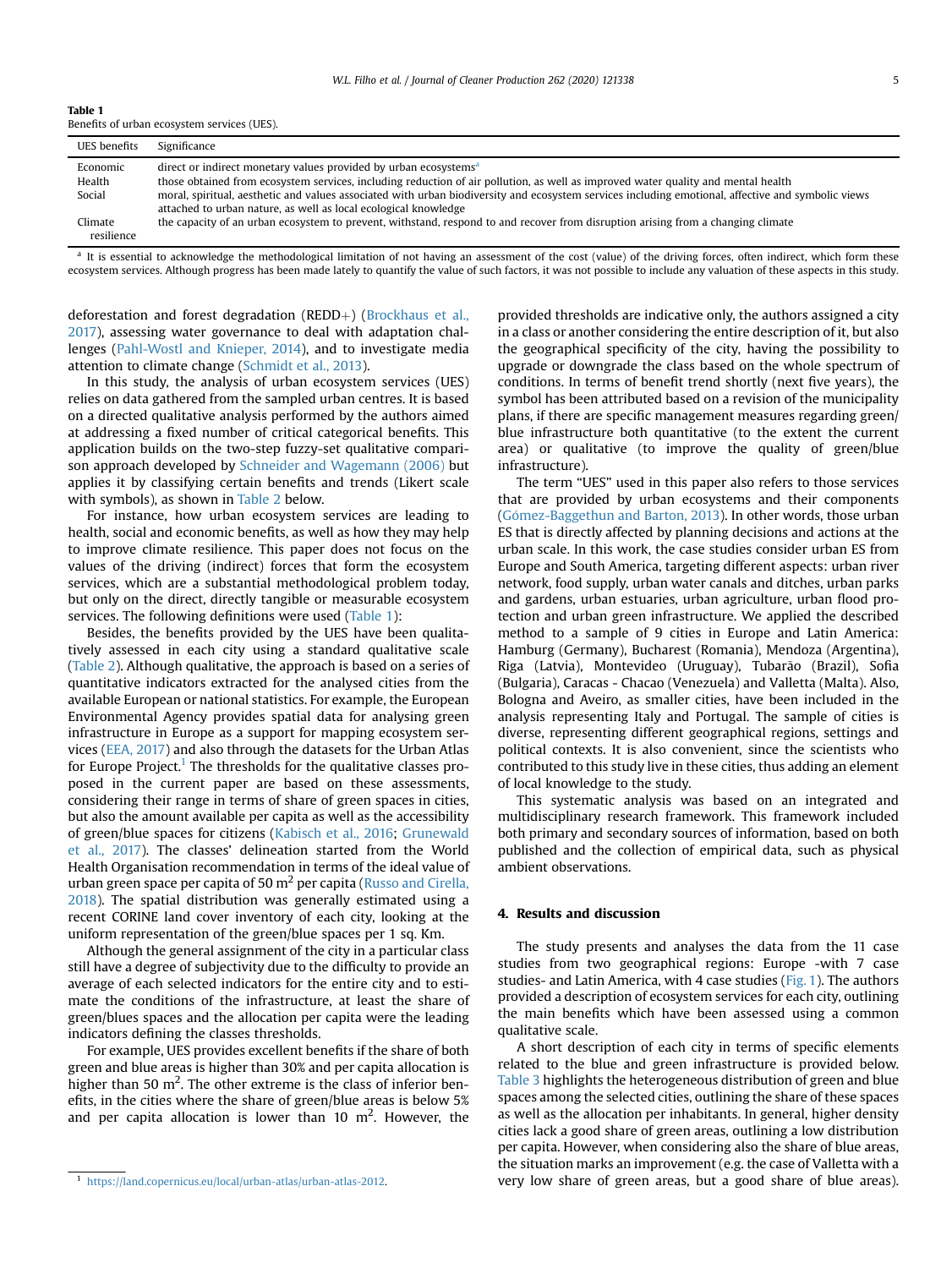Table 1
Benefits of urban ecosystem services (UES).

| UES benefits | Significance |
| --- | --- |
| Economic | direct or indirect monetary values provided by urban ecosystems[a] |
| Health | those obtained from ecosystem services, including reduction of air pollution, as well as improved water quality and mental health |
| Social | moral, spiritual, aesthetic and values associated with urban biodiversity and ecosystem services including emotional, affective and symbolic views attached to urban nature, as well as local ecological knowledge |
| Climate resilience | the capacity of an urban ecosystem to prevent, withstand, respond to and recover from disruption arising from a changing climate |

[a] It is essential to acknowledge the methodological limitation of not having an assessment of the cost (value) of the driving forces, often indirect, which form these ecosystem services. Although progress has been made lately to quantify the value of such factors, it was not possible to include any valuation of these aspects in this study.

deforestation and forest degradation (REDD+) (Brockhaus et al., 2017), assessing water governance to deal with adaptation challenges (Pahl-Wostl and Knieper, 2014), and to investigate media attention to climate change (Schmidt et al., 2013).

In this study, the analysis of urban ecosystem services (UES) relies on data gathered from the sampled urban centres. It is based on a directed qualitative analysis performed by the authors aimed at addressing a fixed number of critical categorical benefits. This application builds on the two-step fuzzy-set qualitative comparison approach developed by Schneider and Wagemann (2006) but applies it by classifying certain benefits and trends (Likert scale with symbols), as shown in Table 2 below.

For instance, how urban ecosystem services are leading to health, social and economic benefits, as well as how they may help to improve climate resilience. This paper does not focus on the values of the driving (indirect) forces that form the ecosystem services, which are a substantial methodological problem today, but only on the direct, directly tangible or measurable ecosystem services. The following definitions were used (Table 1):

Besides, the benefits provided by the UES have been qualitatively assessed in each city using a standard qualitative scale (Table 2). Although qualitative, the approach is based on a series of quantitative indicators extracted for the analysed cities from the available European or national statistics. For example, the European Environmental Agency provides spatial data for analysing green infrastructure in Europe as a support for mapping ecosystem services (EEA, 2017) and also through the datasets for the Urban Atlas for Europe Project.[1] The thresholds for the qualitative classes proposed in the current paper are based on these assessments, considering their range in terms of share of green spaces in cities, but also the amount available per capita as well as the accessibility of green/blue spaces for citizens (Kabisch et al., 2016; Grunewald et al., 2017). The classes' delineation started from the World Health Organisation recommendation in terms of the ideal value of urban green space per capita of 50 $m^2$ per capita (Russo and Cirella, 2018). The spatial distribution was generally estimated using a recent CORINE land cover inventory of each city, looking at the uniform representation of the green/blue spaces per 1 sq. Km.

Although the general assignment of the city in a particular class still have a degree of subjectivity due to the difficulty to provide an average of each selected indicators for the entire city and to estimate the conditions of the infrastructure, at least the share of green/blues spaces and the allocation per capita were the leading indicators defining the classes thresholds.

For example, UES provides excellent benefits if the share of both green and blue areas is higher than 30% and per capita allocation is higher than 50 $m^2$. The other extreme is the class of inferior benefits, in the cities where the share of green/blue areas is below 5% and per capita allocation is lower than 10 $m^2$. However, the provided thresholds are indicative only, the authors assigned a city in a class or another considering the entire description of it, but also the geographical specificity of the city, having the possibility to upgrade or downgrade the class based on the whole spectrum of conditions. In terms of benefit trend shortly (next five years), the symbol has been attributed based on a revision of the municipality plans, if there are specific management measures regarding green/blue infrastructure both quantitative (to the extent the current area) or qualitative (to improve the quality of green/blue infrastructure).

The term "UES" used in this paper also refers to those services that are provided by urban ecosystems and their components (Gómez-Baggethun and Barton, 2013). In other words, those urban ES that is directly affected by planning decisions and actions at the urban scale. In this work, the case studies consider urban ES from Europe and South America, targeting different aspects: urban river network, food supply, urban water canals and ditches, urban parks and gardens, urban estuaries, urban agriculture, urban flood protection and urban green infrastructure. We applied the described method to a sample of 9 cities in Europe and Latin America: Hamburg (Germany), Bucharest (Romania), Mendoza (Argentina), Riga (Latvia), Montevideo (Uruguay), Tubarão (Brazil), Sofia (Bulgaria), Caracas - Chacao (Venezuela) and Valletta (Malta). Also, Bologna and Aveiro, as smaller cities, have been included in the analysis representing Italy and Portugal. The sample of cities is diverse, representing different geographical regions, settings and political contexts. It is also convenient, since the scientists who contributed to this study live in these cities, thus adding an element of local knowledge to the study.

This systematic analysis was based on an integrated and multidisciplinary research framework. This framework included both primary and secondary sources of information, based on both published and the collection of empirical data, such as physical ambient observations.

## 4. Results and discussion

The study presents and analyses the data from the 11 case studies from two geographical regions: Europe -with 7 case studies- and Latin America, with 4 case studies (Fig. 1). The authors provided a description of ecosystem services for each city, outlining the main benefits which have been assessed using a common qualitative scale.

A short description of each city in terms of specific elements related to the blue and green infrastructure is provided below. Table 3 highlights the heterogeneous distribution of green and blue spaces among the selected cities, outlining the share of these spaces as well as the allocation per inhabitants. In general, higher density cities lack a good share of green areas, outlining a low distribution per capita. However, when considering also the share of blue areas, the situation marks an improvement (e.g. the case of Valletta with a very low share of green areas, but a good share of blue areas).

[1] https://land.copernicus.eu/local/urban-atlas/urban-atlas-2012.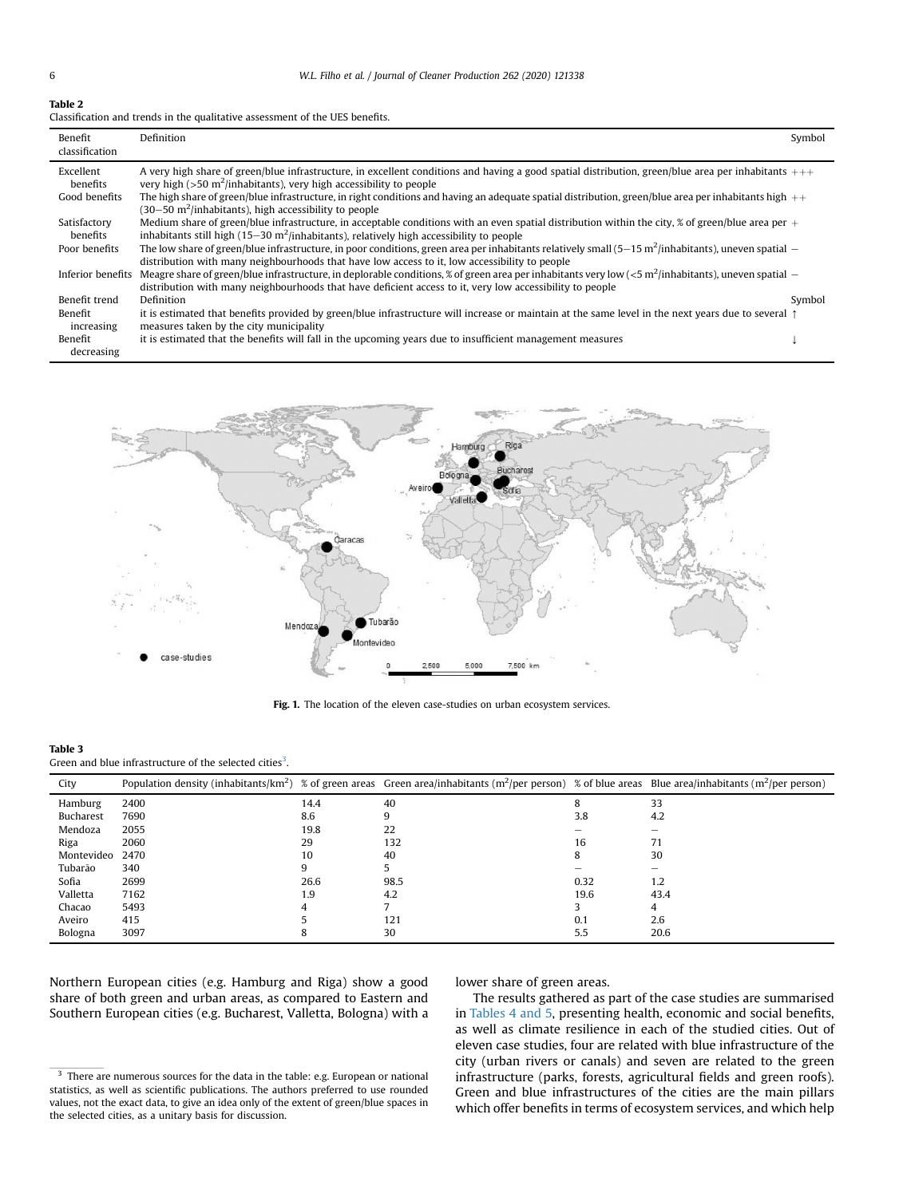**Table 2**
Classification and trends in the qualitative assessment of the UES benefits.

| Benefit classification | Definition | Symbol |
|---|---|---|
| Excellent benefits | A very high share of green/blue infrastructure, in excellent conditions and having a good spatial distribution, green/blue area per inhabitants very high (>50 $m^2$/inhabitants), very high accessibility to people | +++ |
| Good benefits | The high share of green/blue infrastructure, in right conditions and having an adequate spatial distribution, green/blue area per inhabitants high (30–50 $m^2$/inhabitants), high accessibility to people | ++ |
| Satisfactory benefits | Medium share of green/blue infrastructure, in acceptable conditions with an even spatial distribution within the city, % of green/blue area per inhabitants still high (15–30 $m^2$/inhabitants), relatively high accessibility to people | + |
| Poor benefits | The low share of green/blue infrastructure, in poor conditions, green area per inhabitants relatively small (5–15 $m^2$/inhabitants), uneven spatial distribution with many neighbourhoods that have low access to it, low accessibility to people | − |
| Inferior benefits | Meagre share of green/blue infrastructure, in deplorable conditions, % of green area per inhabitants very low (<5 $m^2$/inhabitants), uneven spatial distribution with many neighbourhoods that have deficient access to it, very low accessibility to people | − |
| Benefit trend | Definition | Symbol |
| Benefit increasing | it is estimated that benefits provided by green/blue infrastructure will increase or maintain at the same level in the next years due to several measures taken by the city municipality | ↑ |
| Benefit decreasing | it is estimated that the benefits will fall in the upcoming years due to insufficient management measures | ↓ |

Fig. 1. The location of the eleven case-studies on urban ecosystem services.

**Table 3**
Green and blue infrastructure of the selected cities[3].

| City | Population density (inhabitants/$km^2$) | % of green areas | Green area/inhabitants ($m^2$/per person) | % of blue areas | Blue area/inhabitants ($m^2$/per person) |
|---|---|---|---|---|---|
| Hamburg | 2400 | 14.4 | 40 | 8 | 33 |
| Bucharest | 7690 | 8.6 | 9 | 3.8 | 4.2 |
| Mendoza | 2055 | 19.8 | 22 | – | – |
| Riga | 2060 | 29 | 132 | 16 | 71 |
| Montevideo | 2470 | 10 | 40 | 8 | 30 |
| Tubarão | 340 | 9 | 5 | – | – |
| Sofia | 2699 | 26.6 | 98.5 | 0.32 | 1.2 |
| Valletta | 7162 | 1.9 | 4.2 | 19.6 | 43.4 |
| Chacao | 5493 | 4 | 7 | 3 | 4 |
| Aveiro | 415 | 5 | 121 | 0.1 | 2.6 |
| Bologna | 3097 | 8 | 30 | 5.5 | 20.6 |

Northern European cities (e.g. Hamburg and Riga) show a good share of both green and urban areas, as compared to Eastern and Southern European cities (e.g. Bucharest, Valletta, Bologna) with a lower share of green areas.

The results gathered as part of the case studies are summarised in Tables 4 and 5, presenting health, economic and social benefits, as well as climate resilience in each of the studied cities. Out of eleven case studies, four are related with blue infrastructure of the city (urban rivers or canals) and seven are related to the green infrastructure (parks, forests, agricultural fields and green roofs). Green and blue infrastructures of the cities are the main pillars which offer benefits in terms of ecosystem services, and which help

[3] There are numerous sources for the data in the table: e.g. European or national statistics, as well as scientific publications. The authors preferred to use rounded values, not the exact data, to give an idea only of the extent of green/blue spaces in the selected cities, as a unitary basis for discussion.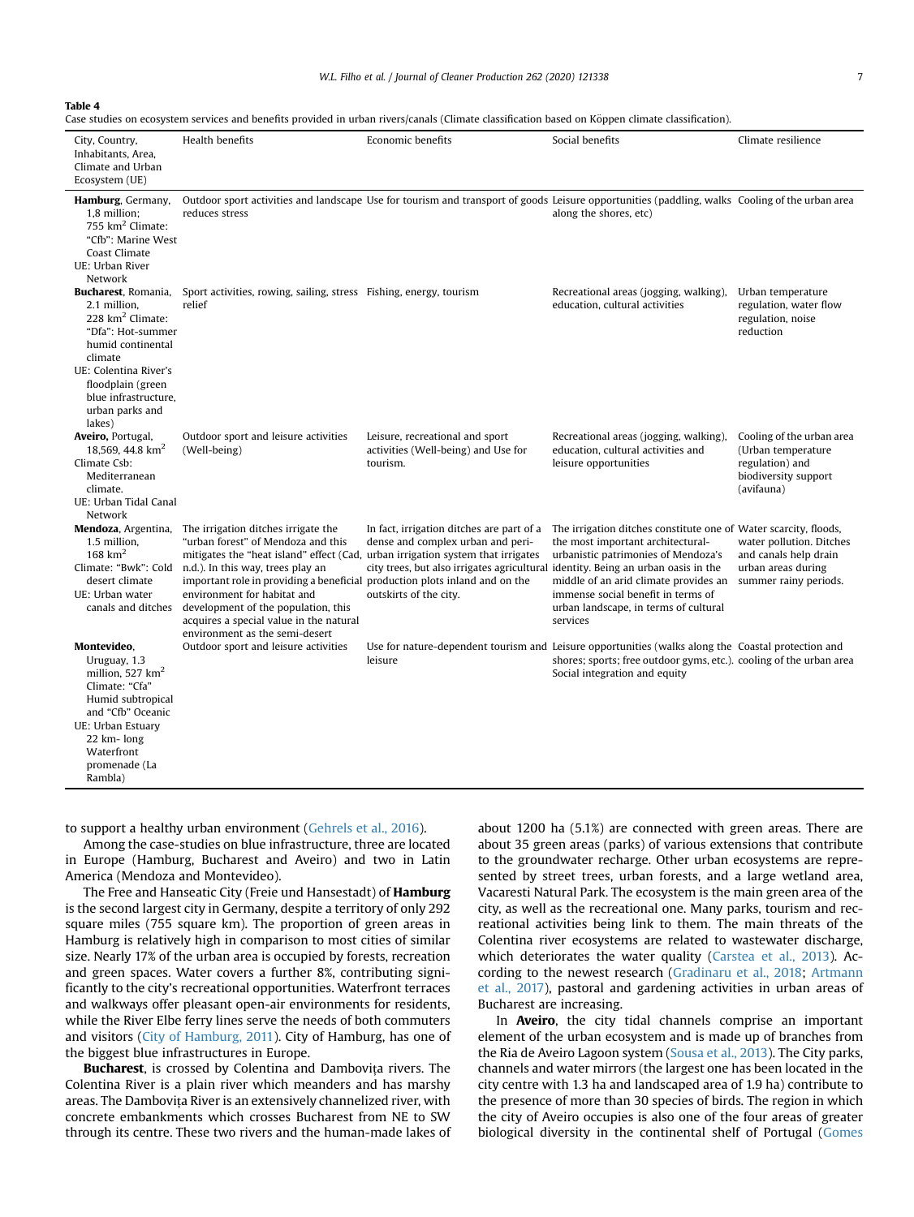**Table 4**
Case studies on ecosystem services and benefits provided in urban rivers/canals (Climate classification based on Köppen climate classification).

| City, Country, Inhabitants, Area, Climate and Urban Ecosystem (UE) | Health benefits | Economic benefits | Social benefits | Climate resilience |
|---|---|---|---|---|
| **Hamburg**, Germany, 1,8 million; 755 km$^2$ Climate: "Cfb": Marine West Coast Climate UE: Urban River Network | Outdoor sport activities and landscape reduces stress | Use for tourism and transport of goods | Leisure opportunities (paddling, walks along the shores, etc) | Cooling of the urban area |
| **Bucharest**, Romania, 2.1 million, 228 km$^2$ Climate: "Dfa": Hot-summer humid continental climate UE: Colentina River's floodplain (green blue infrastructure, urban parks and lakes) | Sport activities, rowing, sailing, stress relief | Fishing, energy, tourism | Recreational areas (jogging, walking), education, cultural activities | Urban temperature regulation, water flow regulation, noise reduction |
| **Aveiro,** Portugal, 18,569, 44.8 km$^2$ Climate Csb: Mediterranean climate. UE: Urban Tidal Canal Network | Outdoor sport and leisure activities (Well-being) | Leisure, recreational and sport activities (Well-being) and Use for tourism. | Recreational areas (jogging, walking), education, cultural activities and leisure opportunities | Cooling of the urban area (Urban temperature regulation) and biodiversity support (avifauna) |
| **Mendoza**, Argentina, 1.5 million, 168 km$^2$ Climate: "Bwk": Cold desert climate UE: Urban water canals and ditches | The irrigation ditches irrigate the "urban forest" of Mendoza and this mitigates the "heat island" effect (Cad, n.d.). In this way, trees play an important role in providing a beneficial environment for habitat and development of the population, this acquires a special value in the natural environment as the semi-desert | In fact, irrigation ditches are part of a dense and complex urban and peri-urban irrigation system that irrigates city trees, but also irrigates agricultural production plots inland and on the outskirts of the city. | The irrigation ditches constitute one of the most important architectural-urbanistic patrimonies of Mendoza's identity. Being an urban oasis in the middle of an arid climate provides an immense social benefit in terms of urban landscape, in terms of cultural services | Water scarcity, floods, water pollution. Ditches and canals help drain urban areas during summer rainy periods. |
| **Montevideo**, Uruguay, 1.3 million, 527 km$^2$ Climate: "Cfa" Humid subtropical and "Cfb" Oceanic UE: Urban Estuary 22 km- long Waterfront promenade (La Rambla) | Outdoor sport and leisure activities | Use for nature-dependent tourism and leisure | Leisure opportunities (walks along the shores; sports; free outdoor gyms, etc.). Social integration and equity | Coastal protection and cooling of the urban area |

to support a healthy urban environment (Gehrels et al., 2016).

Among the case-studies on blue infrastructure, three are located in Europe (Hamburg, Bucharest and Aveiro) and two in Latin America (Mendoza and Montevideo).

The Free and Hanseatic City (Freie und Hansestadt) of **Hamburg** is the second largest city in Germany, despite a territory of only 292 square miles (755 square km). The proportion of green areas in Hamburg is relatively high in comparison to most cities of similar size. Nearly 17% of the urban area is occupied by forests, recreation and green spaces. Water covers a further 8%, contributing significantly to the city's recreational opportunities. Waterfront terraces and walkways offer pleasant open-air environments for residents, while the River Elbe ferry lines serve the needs of both commuters and visitors (City of Hamburg, 2011). City of Hamburg, has one of the biggest blue infrastructures in Europe.

**Bucharest**, is crossed by Colentina and Dambovița rivers. The Colentina River is a plain river which meanders and has marshy areas. The Dambovița River is an extensively channelized river, with concrete embankments which crosses Bucharest from NE to SW through its centre. These two rivers and the human-made lakes of about 1200 ha (5.1%) are connected with green areas. There are about 35 green areas (parks) of various extensions that contribute to the groundwater recharge. Other urban ecosystems are represented by street trees, urban forests, and a large wetland area, Vacaresti Natural Park. The ecosystem is the main green area of the city, as well as the recreational one. Many parks, tourism and recreational activities being link to them. The main threats of the Colentina river ecosystems are related to wastewater discharge, which deteriorates the water quality (Carstea et al., 2013). According to the newest research (Gradinaru et al., 2018; Artmann et al., 2017), pastoral and gardening activities in urban areas of Bucharest are increasing.

In **Aveiro**, the city tidal channels comprise an important element of the urban ecosystem and is made up of branches from the Ria de Aveiro Lagoon system (Sousa et al., 2013). The City parks, channels and water mirrors (the largest one has been located in the city centre with 1.3 ha and landscaped area of 1.9 ha) contribute to the presence of more than 30 species of birds. The region in which the city of Aveiro occupies is also one of the four areas of greater biological diversity in the continental shelf of Portugal (Gomes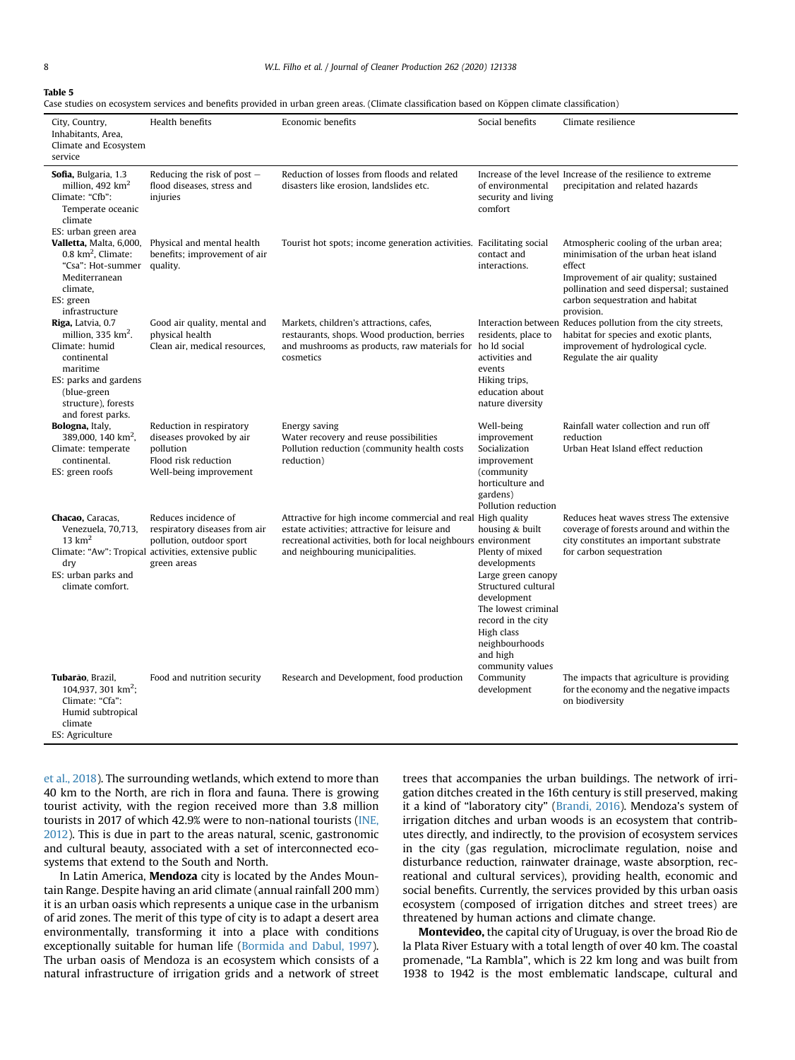**Table 5**

Case studies on ecosystem services and benefits provided in urban green areas. (Climate classification based on Köppen climate classification)

| City, Country, Inhabitants, Area, Climate and Ecosystem service | Health benefits | Economic benefits | Social benefits | Climate resilience |
|---|---|---|---|---|
| **Sofia**, Bulgaria, 1.3 million, 492 km$^2$ Climate: "Cfb": Temperate oceanic climate ES: urban green area | Reducing the risk of post – flood diseases, stress and injuries | Reduction of losses from floods and related disasters like erosion, landslides etc. | Increase of the level of environmental security and living comfort | Increase of the resilience to extreme precipitation and related hazards |
| **Valletta,** Malta, 6,000, 0.8 km$^2$, Climate: "Csa": Hot-summer Mediterranean climate, ES: green infrastructure | Physical and mental health benefits; improvement of air quality. | Tourist hot spots; income generation activities. | Facilitating social contact and interactions. | Atmospheric cooling of the urban area; minimisation of the urban heat island effect Improvement of air quality; sustained pollination and seed dispersal; sustained carbon sequestration and habitat provision. |
| **Riga,** Latvia, 0.7 million, 335 km$^2$. Climate: humid continental maritime ES: parks and gardens (blue-green structure), forests and forest parks. | Good air quality, mental and physical health Clean air, medical resources, | Markets, children's attractions, cafes, restaurants, shops. Wood production, berries and mushrooms as products, raw materials for cosmetics | Interaction between residents, place to ho ld social activities and events Hiking trips, education about nature diversity | Reduces pollution from the city streets, habitat for species and exotic plants, improvement of hydrological cycle. Regulate the air quality |
| **Bologna,** Italy, 389,000, 140 km$^2$, Climate: temperate continental. ES: green roofs | Reduction in respiratory diseases provoked by air pollution Flood risk reduction Well-being improvement | Energy saving Water recovery and reuse possibilities Pollution reduction (community health costs reduction) | Well-being improvement Socialization improvement (community horticulture and gardens) Pollution reduction | Rainfall water collection and run off reduction Urban Heat Island effect reduction |
| **Chacao,** Caracas, Venezuela, 70,713, 13 km$^2$ Climate: "Aw": Tropical dry ES: urban parks and climate comfort. | Reduces incidence of respiratory diseases from air pollution, outdoor sport activities, extensive public green areas | Attractive for high income commercial and real estate activities; attractive for leisure and recreational activities, both for local neighbours and neighbouring municipalities. | High quality housing & built environment Plenty of mixed developments Large green canopy Structured cultural development The lowest criminal record in the city High class neighbourhoods and high community values | Reduces heat waves stress The extensive coverage of forests around and within the city constitutes an important substrate for carbon sequestration |
| **Tubarão**, Brazil, 104,937, 301 km$^2$; Climate: "Cfa": Humid subtropical climate ES: Agriculture | Food and nutrition security | Research and Development, food production | Community development | The impacts that agriculture is providing for the economy and the negative impacts on biodiversity |

et al., 2018). The surrounding wetlands, which extend to more than 40 km to the North, are rich in flora and fauna. There is growing tourist activity, with the region received more than 3.8 million tourists in 2017 of which 42.9% were to non-national tourists (INE, 2012). This is due in part to the areas natural, scenic, gastronomic and cultural beauty, associated with a set of interconnected ecosystems that extend to the South and North.

In Latin America, **Mendoza** city is located by the Andes Mountain Range. Despite having an arid climate (annual rainfall 200 mm) it is an urban oasis which represents a unique case in the urbanism of arid zones. The merit of this type of city is to adapt a desert area environmentally, transforming it into a place with conditions exceptionally suitable for human life (Bormida and Dabul, 1997). The urban oasis of Mendoza is an ecosystem which consists of a natural infrastructure of irrigation grids and a network of street trees that accompanies the urban buildings. The network of irrigation ditches created in the 16th century is still preserved, making it a kind of "laboratory city" (Brandi, 2016). Mendoza's system of irrigation ditches and urban woods is an ecosystem that contributes directly, and indirectly, to the provision of ecosystem services in the city (gas regulation, microclimate regulation, noise and disturbance reduction, rainwater drainage, waste absorption, recreational and cultural services), providing health, economic and social benefits. Currently, the services provided by this urban oasis ecosystem (composed of irrigation ditches and street trees) are threatened by human actions and climate change.

**Montevideo,** the capital city of Uruguay, is over the broad Rio de la Plata River Estuary with a total length of over 40 km. The coastal promenade, "La Rambla", which is 22 km long and was built from 1938 to 1942 is the most emblematic landscape, cultural and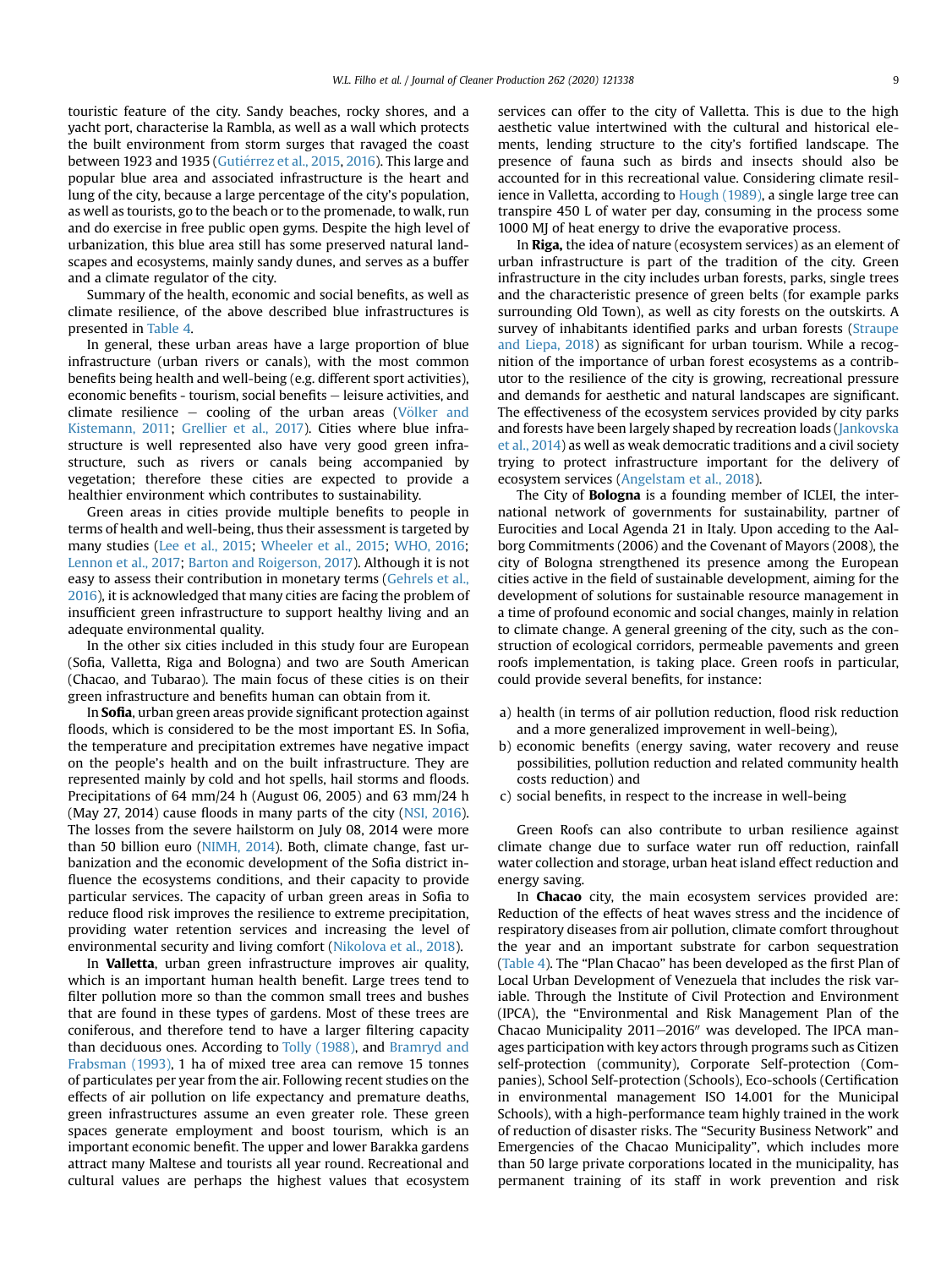touristic feature of the city. Sandy beaches, rocky shores, and a yacht port, characterise la Rambla, as well as a wall which protects the built environment from storm surges that ravaged the coast between 1923 and 1935 (Gutiérrez et al., 2015, 2016). This large and popular blue area and associated infrastructure is the heart and lung of the city, because a large percentage of the city's population, as well as tourists, go to the beach or to the promenade, to walk, run and do exercise in free public open gyms. Despite the high level of urbanization, this blue area still has some preserved natural landscapes and ecosystems, mainly sandy dunes, and serves as a buffer and a climate regulator of the city.

Summary of the health, economic and social benefits, as well as climate resilience, of the above described blue infrastructures is presented in Table 4.

In general, these urban areas have a large proportion of blue infrastructure (urban rivers or canals), with the most common benefits being health and well-being (e.g. different sport activities), economic benefits - tourism, social benefits – leisure activities, and climate resilience – cooling of the urban areas (Völker and Kistemann, 2011; Grellier et al., 2017). Cities where blue infrastructure is well represented also have very good green infrastructure, such as rivers or canals being accompanied by vegetation; therefore these cities are expected to provide a healthier environment which contributes to sustainability.

Green areas in cities provide multiple benefits to people in terms of health and well-being, thus their assessment is targeted by many studies (Lee et al., 2015; Wheeler et al., 2015; WHO, 2016; Lennon et al., 2017; Barton and Roigerson, 2017). Although it is not easy to assess their contribution in monetary terms (Gehrels et al., 2016), it is acknowledged that many cities are facing the problem of insufficient green infrastructure to support healthy living and an adequate environmental quality.

In the other six cities included in this study four are European (Sofia, Valletta, Riga and Bologna) and two are South American (Chacao, and Tubarao). The main focus of these cities is on their green infrastructure and benefits human can obtain from it.

In **Sofia**, urban green areas provide significant protection against floods, which is considered to be the most important ES. In Sofia, the temperature and precipitation extremes have negative impact on the people's health and on the built infrastructure. They are represented mainly by cold and hot spells, hail storms and floods. Precipitations of 64 mm/24 h (August 06, 2005) and 63 mm/24 h (May 27, 2014) cause floods in many parts of the city (NSI, 2016). The losses from the severe hailstorm on July 08, 2014 were more than 50 billion euro (NIMH, 2014). Both, climate change, fast urbanization and the economic development of the Sofia district influence the ecosystems conditions, and their capacity to provide particular services. The capacity of urban green areas in Sofia to reduce flood risk improves the resilience to extreme precipitation, providing water retention services and increasing the level of environmental security and living comfort (Nikolova et al., 2018).

In **Valletta**, urban green infrastructure improves air quality, which is an important human health benefit. Large trees tend to filter pollution more so than the common small trees and bushes that are found in these types of gardens. Most of these trees are coniferous, and therefore tend to have a larger filtering capacity than deciduous ones. According to Tolly (1988), and Bramryd and Frabsman (1993), 1 ha of mixed tree area can remove 15 tonnes of particulates per year from the air. Following recent studies on the effects of air pollution on life expectancy and premature deaths, green infrastructures assume an even greater role. These green spaces generate employment and boost tourism, which is an important economic benefit. The upper and lower Barakka gardens attract many Maltese and tourists all year round. Recreational and cultural values are perhaps the highest values that ecosystem services can offer to the city of Valletta. This is due to the high aesthetic value intertwined with the cultural and historical elements, lending structure to the city's fortified landscape. The presence of fauna such as birds and insects should also be accounted for in this recreational value. Considering climate resilience in Valletta, according to Hough (1989), a single large tree can transpire 450 L of water per day, consuming in the process some 1000 MJ of heat energy to drive the evaporative process.

In **Riga,** the idea of nature (ecosystem services) as an element of urban infrastructure is part of the tradition of the city. Green infrastructure in the city includes urban forests, parks, single trees and the characteristic presence of green belts (for example parks surrounding Old Town), as well as city forests on the outskirts. A survey of inhabitants identified parks and urban forests (Straupe and Liepa, 2018) as significant for urban tourism. While a recognition of the importance of urban forest ecosystems as a contributor to the resilience of the city is growing, recreational pressure and demands for aesthetic and natural landscapes are significant. The effectiveness of the ecosystem services provided by city parks and forests have been largely shaped by recreation loads (Jankovska et al., 2014) as well as weak democratic traditions and a civil society trying to protect infrastructure important for the delivery of ecosystem services (Angelstam et al., 2018).

The City of **Bologna** is a founding member of ICLEI, the international network of governments for sustainability, partner of Eurocities and Local Agenda 21 in Italy. Upon acceding to the Aalborg Commitments (2006) and the Covenant of Mayors (2008), the city of Bologna strengthened its presence among the European cities active in the field of sustainable development, aiming for the development of solutions for sustainable resource management in a time of profound economic and social changes, mainly in relation to climate change. A general greening of the city, such as the construction of ecological corridors, permeable pavements and green roofs implementation, is taking place. Green roofs in particular, could provide several benefits, for instance:

a) health (in terms of air pollution reduction, flood risk reduction and a more generalized improvement in well-being),
b) economic benefits (energy saving, water recovery and reuse possibilities, pollution reduction and related community health costs reduction) and
c) social benefits, in respect to the increase in well-being

Green Roofs can also contribute to urban resilience against climate change due to surface water run off reduction, rainfall water collection and storage, urban heat island effect reduction and energy saving.

In **Chacao** city, the main ecosystem services provided are: Reduction of the effects of heat waves stress and the incidence of respiratory diseases from air pollution, climate comfort throughout the year and an important substrate for carbon sequestration (Table 4). The "Plan Chacao" has been developed as the first Plan of Local Urban Development of Venezuela that includes the risk variable. Through the Institute of Civil Protection and Environment (IPCA), the "Environmental and Risk Management Plan of the Chacao Municipality 2011–2016" was developed. The IPCA manages participation with key actors through programs such as Citizen self-protection (community), Corporate Self-protection (Companies), School Self-protection (Schools), Eco-schools (Certification in environmental management ISO 14.001 for the Municipal Schools), with a high-performance team highly trained in the work of reduction of disaster risks. The "Security Business Network" and Emergencies of the Chacao Municipality", which includes more than 50 large private corporations located in the municipality, has permanent training of its staff in work prevention and risk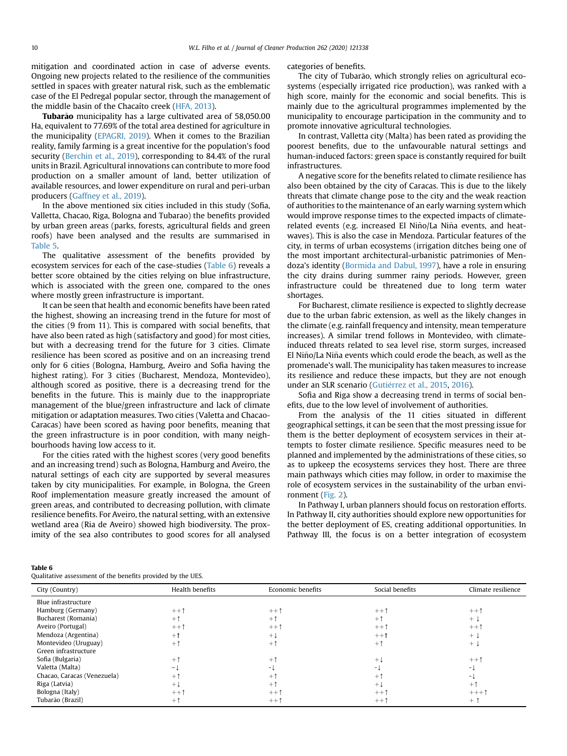mitigation and coordinated action in case of adverse events. Ongoing new projects related to the resilience of the communities settled in spaces with greater natural risk, such as the emblematic case of the El Pedregal popular sector, through the management of the middle basin of the Chacaíto creek (HFA, 2013).

**Tubarão** municipality has a large cultivated area of 58,050.00 Ha, equivalent to 77.69% of the total area destined for agriculture in the municipality (EPAGRI, 2019). When it comes to the Brazilian reality, family farming is a great incentive for the population's food security (Berchin et al., 2019), corresponding to 84.4% of the rural units in Brazil. Agricultural innovations can contribute to more food production on a smaller amount of land, better utilization of available resources, and lower expenditure on rural and peri-urban producers (Gaffney et al., 2019).

In the above mentioned six cities included in this study (Sofia, Valletta, Chacao, Riga, Bologna and Tubarao) the benefits provided by urban green areas (parks, forests, agricultural fields and green roofs) have been analysed and the results are summarised in Table 5.

The qualitative assessment of the benefits provided by ecosystem services for each of the case-studies (Table 6) reveals a better score obtained by the cities relying on blue infrastructure, which is associated with the green one, compared to the ones where mostly green infrastructure is important.

It can be seen that health and economic benefits have been rated the highest, showing an increasing trend in the future for most of the cities (9 from 11). This is compared with social benefits, that have also been rated as high (satisfactory and good) for most cities, but with a decreasing trend for the future for 3 cities. Climate resilience has been scored as positive and on an increasing trend only for 6 cities (Bologna, Hamburg, Aveiro and Sofia having the highest rating). For 3 cities (Bucharest, Mendoza, Montevideo), although scored as positive, there is a decreasing trend for the benefits in the future. This is mainly due to the inappropriate management of the blue/green infrastructure and lack of climate mitigation or adaptation measures. Two cities (Valetta and Chacao-Caracas) have been scored as having poor benefits, meaning that the green infrastructure is in poor condition, with many neighbourhoods having low access to it.

For the cities rated with the highest scores (very good benefits and an increasing trend) such as Bologna, Hamburg and Aveiro, the natural settings of each city are supported by several measures taken by city municipalities. For example, in Bologna, the Green Roof implementation measure greatly increased the amount of green areas, and contributed to decreasing pollution, with climate resilience benefits. For Aveiro, the natural setting, with an extensive wetland area (Ria de Aveiro) showed high biodiversity. The proximity of the sea also contributes to good scores for all analysed categories of benefits.

The city of Tubarão, which strongly relies on agricultural ecosystems (especially irrigated rice production), was ranked with a high score, mainly for the economic and social benefits. This is mainly due to the agricultural programmes implemented by the municipality to encourage participation in the community and to promote innovative agricultural technologies.

In contrast, Valletta city (Malta) has been rated as providing the poorest benefits, due to the unfavourable natural settings and human-induced factors: green space is constantly required for built infrastructures.

A negative score for the benefits related to climate resilience has also been obtained by the city of Caracas. This is due to the likely threats that climate change pose to the city and the weak reaction of authorities to the maintenance of an early warning system which would improve response times to the expected impacts of climate-related events (e.g. increased El Niño/La Niña events, and heatwaves). This is also the case in Mendoza. Particular features of the city, in terms of urban ecosystems (irrigation ditches being one of the most important architectural-urbanistic patrimonies of Mendoza's identity (Bormida and Dabul, 1997), have a role in ensuring the city drains during summer rainy periods. However, green infrastructure could be threatened due to long term water shortages.

For Bucharest, climate resilience is expected to slightly decrease due to the urban fabric extension, as well as the likely changes in the climate (e.g. rainfall frequency and intensity, mean temperature increases). A similar trend follows in Montevideo, with climate-induced threats related to sea level rise, storm surges, increased El Niño/La Niña events which could erode the beach, as well as the promenade's wall. The municipality has taken measures to increase its resilience and reduce these impacts, but they are not enough under an SLR scenario (Gutiérrez et al., 2015, 2016).

Sofia and Riga show a decreasing trend in terms of social benefits, due to the low level of involvement of authorities.

From the analysis of the 11 cities situated in different geographical settings, it can be seen that the most pressing issue for them is the better deployment of ecosystem services in their attempts to foster climate resilience. Specific measures need to be planned and implemented by the administrations of these cities, so as to upkeep the ecosystems services they host. There are three main pathways which cities may follow, in order to maximise the role of ecosystem services in the sustainability of the urban environment (Fig. 2).

In Pathway I, urban planners should focus on restoration efforts. In Pathway II, city authorities should explore new opportunities for the better deployment of ES, creating additional opportunities. In Pathway III, the focus is on a better integration of ecosystem

**Table 6**
Qualitative assessment of the benefits provided by the UES.

| City (Country) | Health benefits | Economic benefits | Social benefits | Climate resilience |
|---|---|---|---|---|
| Blue infrastructure | | | | |
| Hamburg (Germany) | ++↑ | ++↑ | ++↑ | ++↑ |
| Bucharest (Romania) | +↑ | +↑ | +↑ | + ↓ |
| Aveiro (Portugal) | ++↑ | ++↑ | ++↑ | ++↑ |
| Mendoza (Argentina) | +↑ | +↓ | ++↑ | + ↓ |
| Montevideo (Uruguay) | +↑ | +↑ | +↑ | + ↓ |
| Green infrastructure | | | | |
| Sofia (Bulgaria) | +↑ | +↑ | +↓ | ++↑ |
| Valetta (Malta) | −↓ | -↓ | -↓ | -↓ |
| Chacao, Caracas (Venezuela) | +↑ | +↑ | +↑ | -↓ |
| Riga (Latvia) | +↓ | +↑ | +↓ | +↑ |
| Bologna (Italy) | ++↑ | ++↑ | ++↑ | +++↑ |
| Tubarão (Brazil) | +↑ | ++↑ | ++↑ | + ↑ |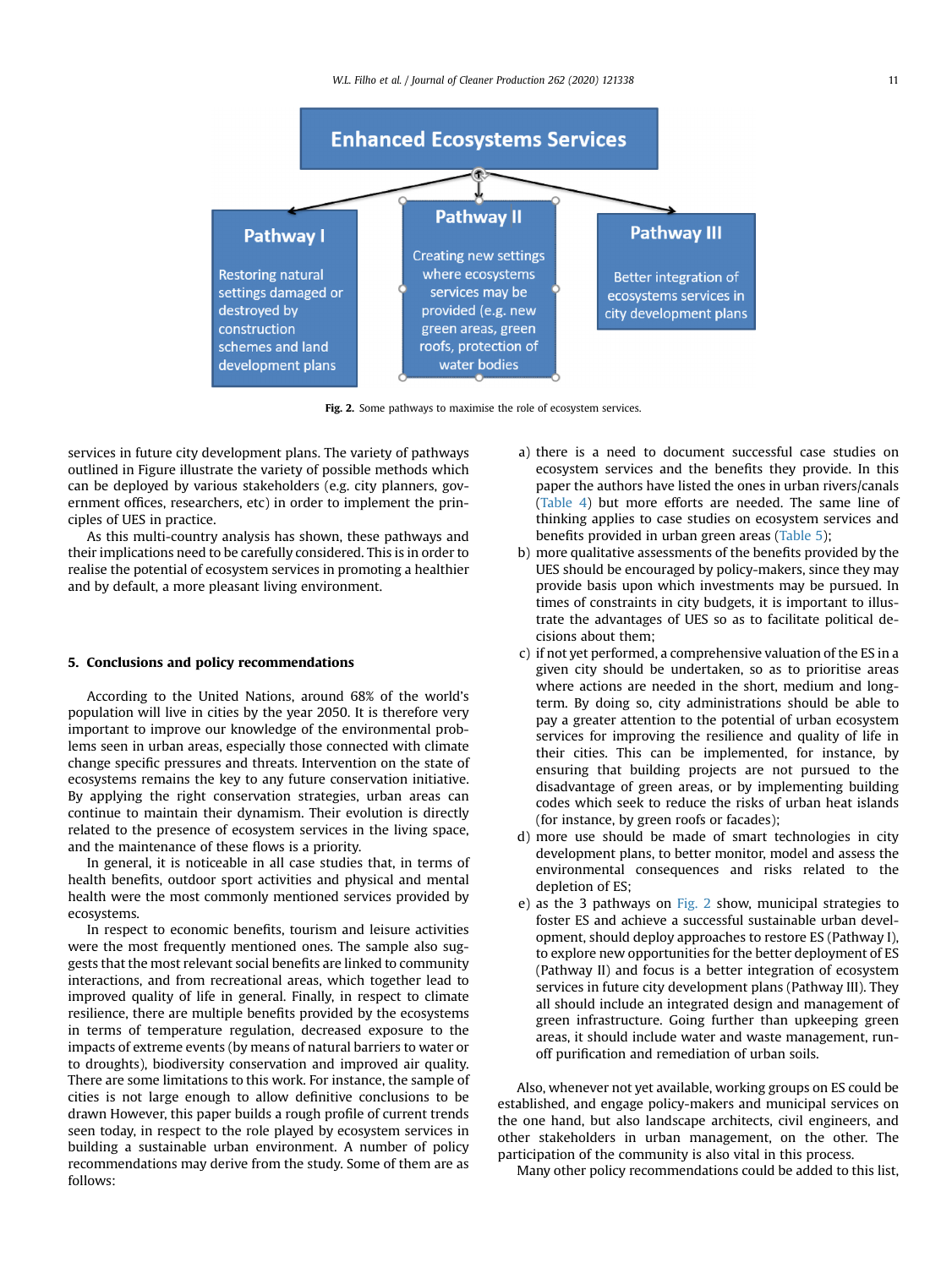Enhanced Ecosystems Services

Pathway I

Restoring natural settings damaged or destroyed by construction schemes and land development plans

Pathway II

Creating new settings where ecosystems services may be provided (e.g. new green areas, green roofs, protection of water bodies

Pathway III

Better integration of ecosystems services in city development plans

**Fig. 2.** Some pathways to maximise the role of ecosystem services.

services in future city development plans. The variety of pathways outlined in Figure illustrate the variety of possible methods which can be deployed by various stakeholders (e.g. city planners, governmental offices, researchers, etc) in order to implement the principles of UES in practice.

As this multi-country analysis has shown, these pathways and their implications need to be carefully considered. This is in order to realise the potential of ecosystem services in promoting a healthier and by default, a more pleasant living environment.

## 5. Conclusions and policy recommendations

According to the United Nations, around 68% of the world's population will live in cities by the year 2050. It is therefore very important to improve our knowledge of the environmental problems seen in urban areas, especially those connected with climate change specific pressures and threats. Intervention on the state of ecosystems remains the key to any future conservation initiative. By applying the right conservation strategies, urban areas can continue to maintain their dynamism. Their evolution is directly related to the presence of ecosystem services in the living space, and the maintenance of these flows is a priority.

In general, it is noticeable in all case studies that, in terms of health benefits, outdoor sport activities and physical and mental health were the most commonly mentioned services provided by ecosystems.

In respect to economic benefits, tourism and leisure activities were the most frequently mentioned ones. The sample also suggests that the most relevant social benefits are linked to community interactions, and from recreational areas, which together lead to improved quality of life in general. Finally, in respect to climate resilience, there are multiple benefits provided by the ecosystems in terms of temperature regulation, decreased exposure to the impacts of extreme events (by means of natural barriers to water or to droughts), biodiversity conservation and improved air quality. There are some limitations to this work. For instance, the sample of cities is not large enough to allow definitive conclusions to be drawn However, this paper builds a rough profile of current trends seen today, in respect to the role played by ecosystem services in building a sustainable urban environment. A number of policy recommendations may derive from the study. Some of them are as follows:

a) there is a need to document successful case studies on ecosystem services and the benefits they provide. In this paper the authors have listed the ones in urban rivers/canals (Table 4) but more efforts are needed. The same line of thinking applies to case studies on ecosystem services and benefits provided in urban green areas (Table 5);
b) more qualitative assessments of the benefits provided by the UES should be encouraged by policy-makers, since they may provide basis upon which investments may be pursued. In times of constraints in city budgets, it is important to illustrate the advantages of UES so as to facilitate political decisions about them;
c) if not yet performed, a comprehensive valuation of the ES in a given city should be undertaken, so as to prioritise areas where actions are needed in the short, medium and long-term. By doing so, city administrations should be able to pay a greater attention to the potential of urban ecosystem services for improving the resilience and quality of life in their cities. This can be implemented, for instance, by ensuring that building projects are not pursued to the disadvantage of green areas, or by implementing building codes which seek to reduce the risks of urban heat islands (for instance, by green roofs or facades);
d) more use should be made of smart technologies in city development plans, to better monitor, model and assess the environmental consequences and risks related to the depletion of ES;
e) as the 3 pathways on Fig. 2 show, municipal strategies to foster ES and achieve a successful sustainable urban development, should deploy approaches to restore ES (Pathway I), to explore new opportunities for the better deployment of ES (Pathway II) and focus is a better integration of ecosystem services in future city development plans (Pathway III). They all should include an integrated design and management of green infrastructure. Going further than upkeeping green areas, it should include water and waste management, runoff purification and remediation of urban soils.

Also, whenever not yet available, working groups on ES could be established, and engage policy-makers and municipal services on the one hand, but also landscape architects, civil engineers, and other stakeholders in urban management, on the other. The participation of the community is also vital in this process.

Many other policy recommendations could be added to this list,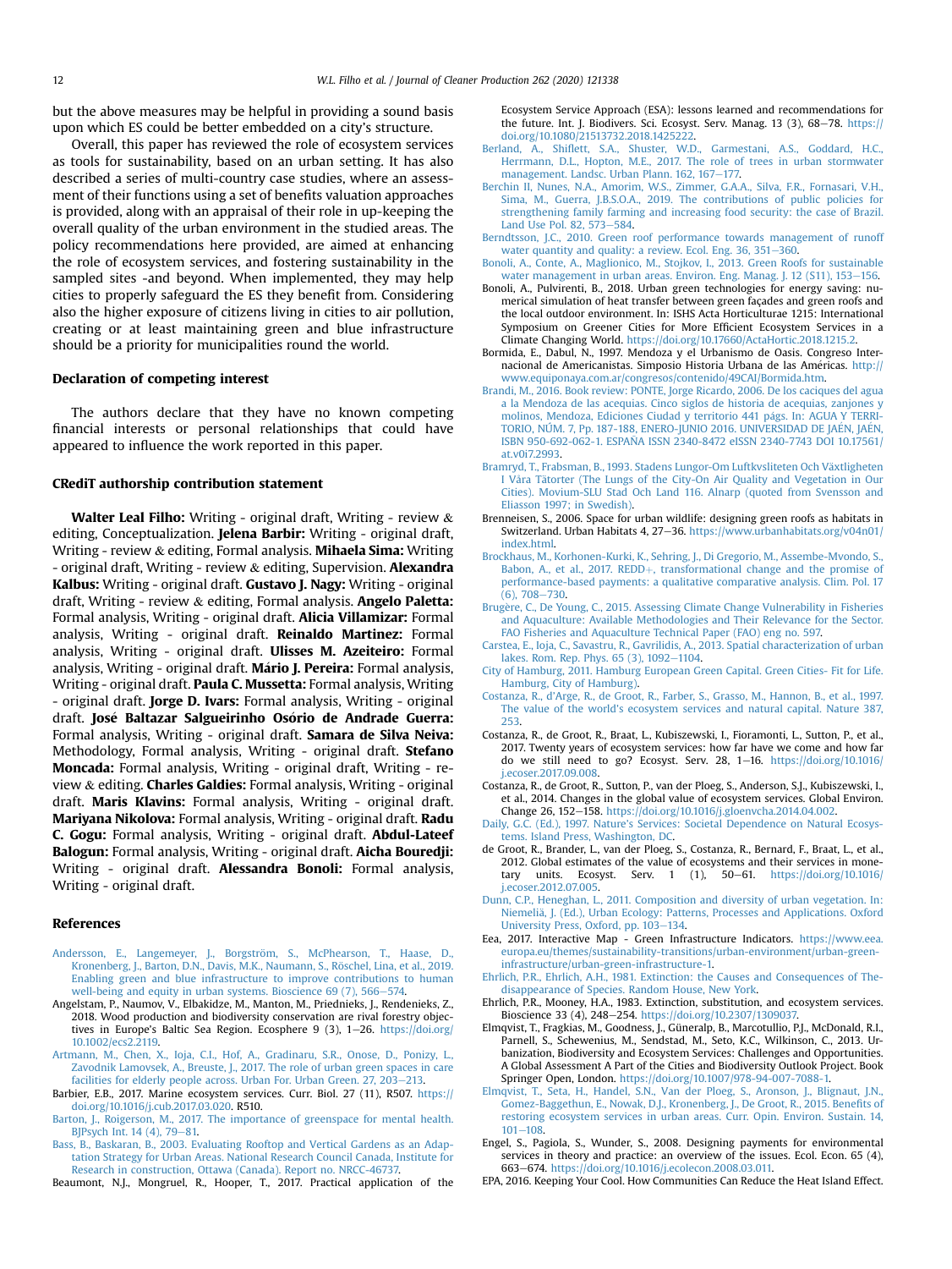but the above measures may be helpful in providing a sound basis upon which ES could be better embedded on a city's structure.

Overall, this paper has reviewed the role of ecosystem services as tools for sustainability, based on an urban setting. It has also described a series of multi-country case studies, where an assessment of their functions using a set of benefits valuation approaches is provided, along with an appraisal of their role in up-keeping the overall quality of the urban environment in the studied areas. The policy recommendations here provided, are aimed at enhancing the role of ecosystem services, and fostering sustainability in the sampled sites -and beyond. When implemented, they may help cities to properly safeguard the ES they benefit from. Considering also the higher exposure of citizens living in cities to air pollution, creating or at least maintaining green and blue infrastructure should be a priority for municipalities round the world.

## Declaration of competing interest

The authors declare that they have no known competing financial interests or personal relationships that could have appeared to influence the work reported in this paper.

## CRediT authorship contribution statement

**Walter Leal Filho:** Writing - original draft, Writing - review & editing, Conceptualization. **Jelena Barbir:** Writing - original draft, Writing - review & editing, Formal analysis. **Mihaela Sima:** Writing - original draft, Writing - review & editing, Supervision. **Alexandra Kalbus:** Writing - original draft. **Gustavo J. Nagy:** Writing - original draft, Writing - review & editing, Formal analysis. **Angelo Paletta:** Formal analysis, Writing - original draft. **Alicia Villamizar:** Formal analysis, Writing - original draft. **Reinaldo Martinez:** Formal analysis, Writing - original draft. **Ulisses M. Azeiteiro:** Formal analysis, Writing - original draft. **Mário J. Pereira:** Formal analysis, Writing - original draft. **Paula C. Mussetta:** Formal analysis, Writing - original draft. **Jorge D. Ivars:** Formal analysis, Writing - original draft. **José Baltazar Salgueirinho Osório de Andrade Guerra:** Formal analysis, Writing - original draft. **Samara de Silva Neiva:** Methodology, Formal analysis, Writing - original draft. **Stefano Moncada:** Formal analysis, Writing - original draft, Writing - review & editing. **Charles Galdies:** Formal analysis, Writing - original draft. **Maris Klavins:** Formal analysis, Writing - original draft. **Mariyana Nikolova:** Formal analysis, Writing - original draft. **Radu C. Gogu:** Formal analysis, Writing - original draft. **Abdul-Lateef Balogun:** Formal analysis, Writing - original draft. **Aicha Bouredji:** Writing - original draft. **Alessandra Bonoli:** Formal analysis, Writing - original draft.

## References

Andersson, E., Langemeyer, J., Borgström, S., McPhearson, T., Haase, D., Kronenberg, J., Barton, D.N., Davis, M.K., Naumann, S., Röschel, Lina, et al., 2019. Enabling green and blue infrastructure to improve contributions to human well-being and equity in urban systems. Bioscience 69 (7), 566–574.

Angelstam, P., Naumov, V., Elbakidze, M., Manton, M., Priednieks, J., Rendenieks, Z., 2018. Wood production and biodiversity conservation are rival forestry objectives in Europe's Baltic Sea Region. Ecosphere 9 (3), 1–26. https://doi.org/10.1002/ecs2.2119.

Artmann, M., Chen, X., Ioja, C.I., Hof, A., Gradinaru, S.R., Onose, D., Ponizy, L., Zavodnik Lamovsek, A., Breuste, J., 2017. The role of urban green spaces in care facilities for elderly people across. Urban For. Urban Green. 27, 203–213.

Barbier, E.B., 2017. Marine ecosystem services. Curr. Biol. 27 (11), R507. https://doi.org/10.1016/j.cub.2017.03.020. R510.

Barton, J., Roigerson, M., 2017. The importance of greenspace for mental health. BJPsych Int. 14 (4), 79–81.

Bass, B., Baskaran, B., 2003. Evaluating Rooftop and Vertical Gardens as an Adaptation Strategy for Urban Areas. National Research Council Canada, Institute for Research in construction, Ottawa (Canada). Report no. NRCC-46737.

Beaumont, N.J., Mongruel, R., Hooper, T., 2017. Practical application of the Ecosystem Service Approach (ESA): lessons learned and recommendations for the future. Int. J. Biodivers. Sci. Ecosyst. Serv. Manag. 13 (3), 68–78. https://doi.org/10.1080/21513732.2018.1425222.

Berland, A., Shiflett, S.A., Shuster, W.D., Garmestani, A.S., Goddard, H.C., Herrmann, D.L., Hopton, M.E., 2017. The role of trees in urban stormwater management. Landsc. Urban Plann. 162, 167–177.

Berchin II, Nunes, N.A., Amorim, W.S., Zimmer, G.A.A., Silva, F.R., Fornasari, V.H., Sima, M., Guerra, J.B.S.O.A., 2019. The contributions of public policies for strengthening family farming and increasing food security: the case of Brazil. Land Use Pol. 82, 573–584.

Berndtsson, J.C., 2010. Green roof performance towards management of runoff water quantity and quality: a review. Ecol. Eng. 36, 351–360.

Bonoli, A., Conte, A., Maglionico, M., Stojkov, I., 2013. Green Roofs for sustainable water management in urban areas. Environ. Eng. Manag. J. 12 (S11), 153–156.

Bonoli, A., Pulvirenti, B., 2018. Urban green technologies for energy saving: numerical simulation of heat transfer between green façades and green roofs and the local outdoor environment. In: ISHS Acta Horticulturae 1215: International Symposium on Greener Cities for More Efficient Ecosystem Services in a Climate Changing World. https://doi.org/10.17660/ActaHortic.2018.1215.2.

Bormida, E., Dabul, N., 1997. Mendoza y el Urbanismo de Oasis. Congreso Internacional de Americanistas. Simposio Historia Urbana de las Américas. http://www.equiponaya.com.ar/congresos/contenido/49CAI/Bormida.htm.

Brandi, M., 2016. Book review: PONTE, Jorge Ricardo, 2006. De los caciques del agua a la Mendoza de las acequias. Cinco siglos de historia de acequias, zanjones y molinos, Mendoza, Ediciones Ciudad y territorio 441 págs. In: AGUA Y TERRITORIO, NÚM. 7, Pp. 187-188, ENERO-JUNIO 2016. UNIVERSIDAD DE JAÉN, JAÉN, ISBN 950-692-062-1. ESPAÑA ISSN 2340-8472 eISSN 2340-7743 DOI 10.17561/at.v0i7.2993.

Bramryd, T., Frabsman, B., 1993. Stadens Lungor-Om Luftkvsliteten Och Växtligheten I Våra Tätorter (The Lungs of the City-On Air Quality and Vegetation in Our Cities). Movium-SLU Stad Och Land 116. Alnarp (quoted from Svensson and Eliasson 1997; in Swedish).

Brenneisen, S., 2006. Space for urban wildlife: designing green roofs as habitats in Switzerland. Urban Habitats 4, 27–36. https://www.urbanhabitats.org/v04n01/index.html.

Brockhaus, M., Korhonen-Kurki, K., Sehring, J., Di Gregorio, M., Assembe-Mvondo, S., Babon, A., et al., 2017. REDD+, transformational change and the promise of performance-based payments: a qualitative comparative analysis. Clim. Pol. 17 (6), 708–730.

Brugère, C., De Young, C., 2015. Assessing Climate Change Vulnerability in Fisheries and Aquaculture: Available Methodologies and Their Relevance for the Sector. FAO Fisheries and Aquaculture Technical Paper (FAO) eng no. 597.

Carstea, E., Ioja, C., Savastru, R., Gavrilidis, A., 2013. Spatial characterization of urban lakes. Rom. Rep. Phys. 65 (3), 1092–1104.

City of Hamburg, 2011. Hamburg European Green Capital. Green Cities- Fit for Life. Hamburg, City of Hamburg).

Costanza, R., d'Arge, R., de Groot, R., Farber, S., Grasso, M., Hannon, B., et al., 1997. The value of the world's ecosystem services and natural capital. Nature 387, 253.

Costanza, R., de Groot, R., Braat, L., Kubiszewski, I., Fioramonti, L., Sutton, P., et al., 2017. Twenty years of ecosystem services: how far have we come and how far do we still need to go? Ecosyst. Serv. 28, 1–16. https://doi.org/10.1016/j.ecoser.2017.09.008.

Costanza, R., de Groot, R., Sutton, P., van der Ploeg, S., Anderson, S.J., Kubiszewski, I., et al., 2014. Changes in the global value of ecosystem services. Global Environ. Change 26, 152–158. https://doi.org/10.1016/j.gloenvcha.2014.04.002.

Daily, G.C. (Ed.), 1997. Nature's Services: Societal Dependence on Natural Ecosystems. Island Press, Washington, DC.

de Groot, R., Brander, L., van der Ploeg, S., Costanza, R., Bernard, F., Braat, L., et al., 2012. Global estimates of the value of ecosystems and their services in monetary units. Ecosyst. Serv. 1 (1), 50–61. https://doi.org/10.1016/j.ecoser.2012.07.005.

Dunn, C.P., Heneghan, L., 2011. Composition and diversity of urban vegetation. In: Niemeliä, J. (Ed.), Urban Ecology: Patterns, Processes and Applications. Oxford University Press, Oxford, pp. 103–134.

Eea, 2017. Interactive Map - Green Infrastructure Indicators. https://www.eea.europa.eu/themes/sustainability-transitions/urban-environment/urban-green-infrastructure/urban-green-infrastructure-1.

Ehrlich, P.R., Ehrlich, A.H., 1981. Extinction: the Causes and Consequences of The-disappearance of Species. Random House, New York.

Ehrlich, P.R., Mooney, H.A., 1983. Extinction, substitution, and ecosystem services. Bioscience 33 (4), 248–254. https://doi.org/10.2307/1309037.

Elmqvist, T., Fragkias, M., Goodness, J., Güneralp, B., Marcotullio, P.J., McDonald, R.I., Parnell, S., Schewenius, M., Sendstad, M., Seto, K.C., Wilkinson, C., 2013. Urbanization, Biodiversity and Ecosystem Services: Challenges and Opportunities. A Global Assessment A Part of the Cities and Biodiversity Outlook Project. Book Springer Open, London. https://doi.org/10.1007/978-94-007-7088-1.

Elmqvist, T., Seta, H., Handel, S.N., Van der Ploeg, S., Aronson, J., Blignaut, J.N., Gomez-Baggethun, E., Nowak, D.J., Kronenberg, J., De Groot, R., 2015. Benefits of restoring ecosystem services in urban areas. Curr. Opin. Environ. Sustain. 14, 101–108.

Engel, S., Pagiola, S., Wunder, S., 2008. Designing payments for environmental services in theory and practice: an overview of the issues. Ecol. Econ. 65 (4), 663–674. https://doi.org/10.1016/j.ecolecon.2008.03.011.

EPA, 2016. Keeping Your Cool. How Communities Can Reduce the Heat Island Effect.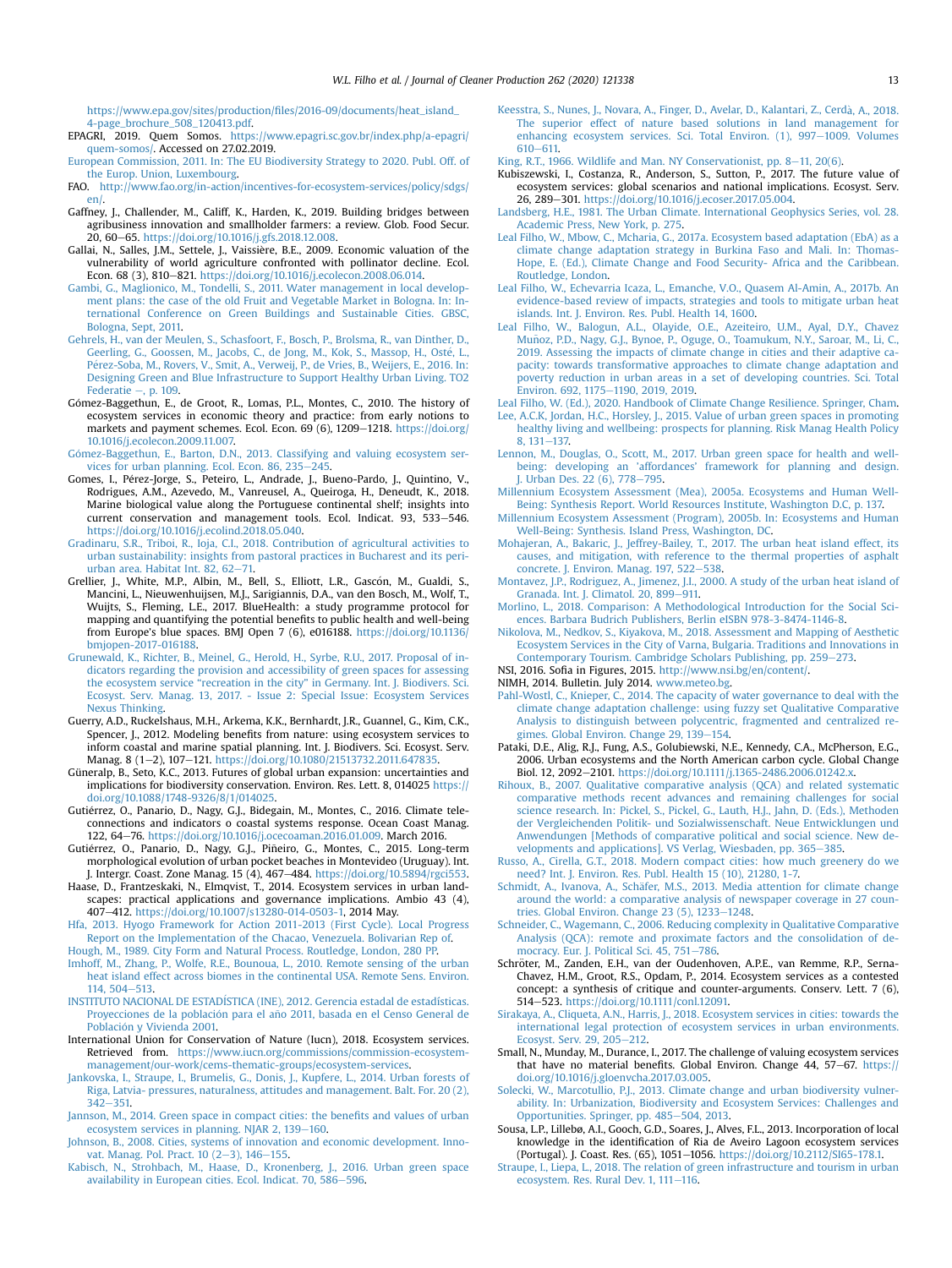https://www.epa.gov/sites/production/files/2016-09/documents/heat_island_4-page_brochure_508_120413.pdf.

EPAGRI, 2019. Quem Somos. https://www.epagri.sc.gov.br/index.php/a-epagri/quem-somos/. Accessed on 27.02.2019.

European Commission, 2011. In: The EU Biodiversity Strategy to 2020. Publ. Off. of the Europ. Union, Luxembourg.

FAO. http://www.fao.org/in-action/incentives-for-ecosystem-services/policy/sdgs/en/.

Gaffney, J., Challender, M., Califf, K., Harden, K., 2019. Building bridges between agribusiness innovation and smallholder farmers: a review. Glob. Food Secur. 20, 60–65. https://doi.org/10.1016/j.gfs.2018.12.008.

Gallai, N., Salles, J.M., Settele, J., Vaissière, B.E., 2009. Economic valuation of the vulnerability of world agriculture confronted with pollinator decline. Ecol. Econ. 68 (3), 810–821. https://doi.org/10.1016/j.ecolecon.2008.06.014.

Gambi, G., Maglionico, M., Tondelli, S., 2011. Water management in local development plans: the case of the old Fruit and Vegetable Market in Bologna. In: International Conference on Green Buildings and Sustainable Cities. GBSC, Bologna, Sept, 2011.

Gehrels, H., van der Meulen, S., Schasfoort, F., Bosch, P., Brolsma, R., van Dinther, D., Geerling, G., Goossen, M., Jacobs, C., de Jong, M., Kok, S., Massop, H., Osté, L., Pérez-Soba, M., Rovers, V., Smit, A., Verweij, P., de Vries, B., Weijers, E., 2016. In: Designing Green and Blue Infrastructure to Support Healthy Urban Living. TO2 Federatie –, p. 109.

Gómez-Baggethun, E., de Groot, R., Lomas, P.L., Montes, C., 2010. The history of ecosystem services in economic theory and practice: from early notions to markets and payment schemes. Ecol. Econ. 69 (6), 1209–1218. https://doi.org/10.1016/j.ecolecon.2009.11.007.

Gómez-Baggethun, E., Barton, D.N., 2013. Classifying and valuing ecosystem services for urban planning. Ecol. Econ. 86, 235–245.

Gomes, I., Pérez-Jorge, S., Peteiro, L., Andrade, J., Bueno-Pardo, J., Quintino, V., Rodrigues, A.M., Azevedo, M., Vanreusel, A., Queiroga, H., Deneudt, K., 2018. Marine biological value along the Portuguese continental shelf; insights into current conservation and management tools. Ecol. Indicat. 93, 533–546. https://doi.org/10.1016/j.ecolind.2018.05.040.

Gradinaru, S.R., Triboi, R., Ioja, C.I., 2018. Contribution of agricultural activities to urban sustainability: insights from pastoral practices in Bucharest and its peri-urban area. Habitat Int. 82, 62–71.

Grellier, J., White, M.P., Albin, M., Bell, S., Elliott, L.R., Gascón, M., Gualdi, S., Mancini, L., Nieuwenhuijsen, M.J., Sarigiannis, D.A., van den Bosch, M., Wolf, T., Wuijts, S., Fleming, L.E., 2017. BlueHealth: a study programme protocol for mapping and quantifying the potential benefits to public health and well-being from Europe's blue spaces. BMJ Open 7 (6), e016188. https://doi.org/10.1136/bmjopen-2017-016188.

Grunewald, K., Richter, B., Meinel, G., Herold, H., Syrbe, R.U., 2017. Proposal of indicators regarding the provision and accessibility of green spaces for assessing the ecosystem service "recreation in the city" in Germany. Int. J. Biodivers. Sci. Ecosyst. Serv. Manag. 13, 2017. - Issue 2: Special Issue: Ecosystem Services Nexus Thinking.

Guerry, A.D., Ruckelshaus, M.H., Arkema, K.K., Bernhardt, J.R., Guannel, G., Kim, C.K., Spencer, J., 2012. Modeling benefits from nature: using ecosystem services to inform coastal and marine spatial planning. Int. J. Biodivers. Sci. Ecosyst. Serv. Manag. 8 (1–2), 107–121. https://doi.org/10.1080/21513732.2011.647835.

Güneralp, B., Seto, K.C., 2013. Futures of global urban expansion: uncertainties and implications for biodiversity conservation. Environ. Res. Lett. 8, 014025 https://doi.org/10.1088/1748-9326/8/1/014025.

Gutiérrez, O., Panario, D., Nagy, G.J., Bidegain, M., Montes, C., 2016. Climate teleconnections and indicators o coastal systems response. Ocean Coast Manag. 122, 64–76. https://doi.org/10.1016/j.ocecoaman.2016.01.009. March 2016.

Gutiérrez, O., Panario, D., Nagy, G.J., Piñeiro, G., Montes, C., 2015. Long-term morphological evolution of urban pocket beaches in Montevideo (Uruguay). Int. J. Intergr. Coast. Zone Manag. 15 (4), 467–484. https://doi.org/10.5894/rgci553.

Haase, D., Frantzeskaki, N., Elmqvist, T., 2014. Ecosystem services in urban landscapes: practical applications and governance implications. Ambio 43 (4), 407–412. https://doi.org/10.1007/s13280-014-0503-1, 2014 May.

Hfa, 2013. Hyogo Framework for Action 2011-2013 (First Cycle). Local Progress Report on the Implementation of the Chacao, Venezuela. Bolivarian Rep of.

Hough, M., 1989. City Form and Natural Process. Routledge, London, 280 PP.

Imhoff, M., Zhang, P., Wolfe, R.E., Bounoua, L., 2010. Remote sensing of the urban heat island effect across biomes in the continental USA. Remote Sens. Environ. 114, 504–513.

INSTITUTO NACIONAL DE ESTADÍSTICA (INE), 2012. Gerencia estadal de estadísticas. Proyecciones de la población para el año 2011, basada en el Censo General de Población y Vivienda 2001.

International Union for Conservation of Nature (Iucn), 2018. Ecosystem services. Retrieved from. https://www.iucn.org/commissions/commission-ecosystem-management/our-work/cems-thematic-groups/ecosystem-services.

Jankovska, I., Straupe, I., Brumelis, G., Donis, J., Kupfere, L., 2014. Urban forests of Riga, Latvia- pressures, naturalness, attitudes and management. Balt. For. 20 (2), 342–351.

Jansson, M., 2014. Green space in compact cities: the benefits and values of urban ecosystem services in planning. NJAR 2, 139–160.

Johnson, B., 2008. Cities, systems of innovation and economic development. Innovat. Manag. Pol. Pract. 10 (2–3), 146–155.

Kabisch, N., Strohbach, M., Haase, D., Kronenberg, J., 2016. Urban green space availability in European cities. Ecol. Indicat. 70, 586–596.

Keesstra, S., Nunes, J., Novara, A., Finger, D., Avelar, D., Kalantari, Z., Cerdà, A., 2018. The superior effect of nature based solutions in land management for enhancing ecosystem services. Sci. Total Environ. (1), 997–1009. Volumes 610–611.

King, R.T., 1966. Wildlife and Man. NY Conservationist, pp. 8–11, 20(6).

Kubiszewski, I., Costanza, R., Anderson, S., Sutton, P., 2017. The future value of ecosystem services: global scenarios and national implications. Ecosyst. Serv. 26, 289–301. https://doi.org/10.1016/j.ecoser.2017.05.004.

Landsberg, H.E., 1981. The Urban Climate. International Geophysics Series, vol. 28. Academic Press, New York, p. 275.

Leal Filho, W., Mbow, C., Mcharia, G., 2017a. Ecosystem based adaptation (EbA) as a climate change adaptation strategy in Burkina Faso and Mali. In: Thomas-Hope, E. (Ed.), Climate Change and Food Security- Africa and the Caribbean. Routledge, London.

Leal Filho, W., Echevarria Icaza, L., Emanche, V.O., Quasem Al-Amin, A., 2017b. An evidence-based review of impacts, strategies and tools to mitigate urban heat islands. Int. J. Environ. Res. Publ. Health 14, 1600.

Leal Filho, W., Balogun, A.L., Olayide, O.E., Azeiteiro, U.M., Ayal, D.Y., Chavez Muñoz, P.D., Nagy, G.J., Bynoe, P., Oguge, O., Toamukum, N.Y., Saroar, M., Li, C., 2019. Assessing the impacts of climate change in cities and their adaptive capacity: towards transformative approaches to climate change adaptation and poverty reduction in urban areas in a set of developing countries. Sci. Total Environ. 692, 1175–1190, 2019, 2019.

Leal Filho, W. (Ed.), 2020. Handbook of Climate Change Resilience. Springer, Cham.

Lee, A.C.K, Jordan, H.C., Horsley, J., 2015. Value of urban green spaces in promoting healthy living and wellbeing: prospects for planning. Risk Manag Health Policy 8, 131–137.

Lennon, M., Douglas, O., Scott, M., 2017. Urban green space for health and well-being: developing an 'affordances' framework for planning and design. J. Urban Des. 22 (6), 778–795.

Millennium Ecosystem Assessment (Mea), 2005a. Ecosystems and Human Well-Being: Synthesis Report. World Resources Institute, Washington D.C, p. 137.

Millennium Ecosystem Assessment (Program), 2005b. In: Ecosystems and Human Well-Being: Synthesis. Island Press, Washington, DC.

Mohajeran, A., Bakaric, J., Jeffrey-Bailey, T., 2017. The urban heat island effect, its causes, and mitigation, with reference to the thermal properties of asphalt concrete. J. Environ. Manag. 197, 522–538.

Montavez, J.P., Rodriguez, A., Jimenez, J.I., 2000. A study of the urban heat island of Granada. Int. J. Climatol. 20, 899–911.

Morlino, L., 2018. Comparison: A Methodological Introduction for the Social Sciences. Barbara Budrich Publishers, Berlin eISBN 978-3-8474-1146-8.

Nikolova, M., Nedkov, S., Kiyakova, M., 2018. Assessment and Mapping of Aesthetic Ecosystem Services in the City of Varna, Bulgaria. Traditions and Innovations in Contemporary Tourism. Cambridge Scholars Publishing, pp. 259–273.

NSI, 2016. Sofia in Figures, 2015. http://www.nsi.bg/en/content/.

NIMH, 2014. Bulletin. July 2014. www.meteo.bg.

Pahl-Wostl, C., Knieper, C., 2014. The capacity of water governance to deal with the climate change adaptation challenge: using fuzzy set Qualitative Comparative Analysis to distinguish between polycentric, fragmented and centralized regimes. Global Environ. Change 29, 139–154.

Pataki, D.E., Alig, R.J., Fung, A.S., Golubiewski, N.E., Kennedy, C.A., McPherson, E.G., 2006. Urban ecosystems and the North American carbon cycle. Global Change Biol. 12, 2092–2101. https://doi.org/10.1111/j.1365-2486.2006.01242.x.

Rihoux, B., 2007. Qualitative comparative analysis (QCA) and related systematic comparative methods recent advances and remaining challenges for social science research. In: Pickel, S., Pickel, G., Lauth, H.J., Jahn, D. (Eds.), Methoden der Vergleichenden Politik- und Sozialwissenschaft. Neue Entwicklungen und Anwendungen [Methods of comparative political and social science. New developments and applications]. VS Verlag, Wiesbaden, pp. 365–385.

Russo, A., Cirella, G.T., 2018. Modern compact cities: how much greenery do we need? Int. J. Environ. Res. Publ. Health 15 (10), 21280, 1-7.

Schmidt, A., Ivanova, A., Schäfer, M.S., 2013. Media attention for climate change around the world: a comparative analysis of newspaper coverage in 27 countries. Global Environ. Change 23 (5), 1233–1248.

Schneider, C., Wagemann, C., 2006. Reducing complexity in Qualitative Comparative Analysis (QCA): remote and proximate factors and the consolidation of democracy. Eur. J. Political Sci. 45, 751–786.

Schröter, M., Zanden, E.H., van der Oudenhoven, A.P.E., van Remme, R.P., Serna-Chavez, H.M., Groot, R.S., Opdam, P., 2014. Ecosystem services as a contested concept: a synthesis of critique and counter-arguments. Conserv. Lett. 7 (6), 514–523. https://doi.org/10.1111/conl.12091.

Sirakaya, A., Cliqueta, A.N., Harris, J., 2018. Ecosystem services in cities: towards the international legal protection of ecosystem services in urban environments. Ecosyst. Serv. 29, 205–212.

Small, N., Munday, M., Durance, I., 2017. The challenge of valuing ecosystem services that have no material benefits. Global Environ. Change 44, 57–67. https://doi.org/10.1016/j.gloenvcha.2017.03.005.

Solecki, W., Marcotullio, P.J., 2013. Climate change and urban biodiversity vulnerability. In: Urbanization, Biodiversity and Ecosystem Services: Challenges and Opportunities. Springer, pp. 485–504, 2013.

Sousa, L.P., Lillebø, A.I., Gooch, G.D., Soares, J., Alves, F.L., 2013. Incorporation of local knowledge in the identification of Ria de Aveiro Lagoon ecosystem services (Portugal). J. Coast. Res. (65), 1051–1056. https://doi.org/10.2112/SI65-178.1.

Straupe, I., Liepa, L., 2018. The relation of green infrastructure and tourism in urban ecosystem. Res. Rural Dev. 1, 111–116.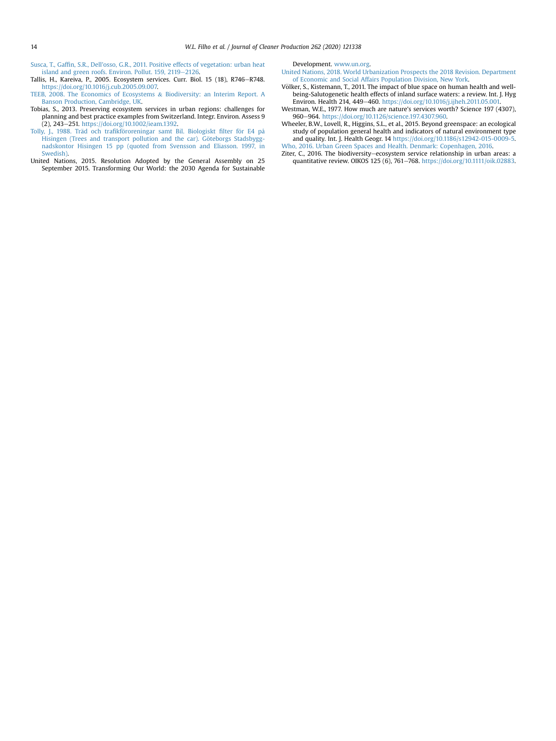Susca, T., Gaffin, S.R., Dell'osso, G.R., 2011. Positive effects of vegetation: urban heat island and green roofs. Environ. Pollut. 159, 2119–2126.

Tallis, H., Kareiva, P., 2005. Ecosystem services. Curr. Biol. 15 (18), R746–R748. https://doi.org/10.1016/j.cub.2005.09.007.

TEEB, 2008. The Economics of Ecosystems & Biodiversity: an Interim Report. A Banson Production, Cambridge, UK.

Tobias, S., 2013. Preserving ecosystem services in urban regions: challenges for planning and best practice examples from Switzerland. Integr. Environ. Assess 9 (2), 243–251. https://doi.org/10.1002/ieam.1392.

Tolly, J., 1988. Träd och trafikföroreningar samt Bil. Biologiskt filter för E4 på Hisingen (Trees and transport pollution and the car). Göteborgs Stadsbyggnadskontor Hisingen 15 pp (quoted from Svensson and Eliasson. 1997, in Swedish).

United Nations, 2015. Resolution Adopted by the General Assembly on 25 September 2015. Transforming Our World: the 2030 Agenda for Sustainable Development. www.un.org.

United Nations, 2018. World Urbanization Prospects the 2018 Revision. Department of Economic and Social Affairs Population Division, New York.

Völker, S., Kistemann, T., 2011. The impact of blue space on human health and well-being-Salutogenetic health effects of inland surface waters: a review. Int. J. Hyg Environ. Health 214, 449–460. https://doi.org/10.1016/j.ijheh.2011.05.001.

Westman, W.E., 1977. How much are nature's services worth? Science 197 (4307), 960–964. https://doi.org/10.1126/science.197.4307.960.

Wheeler, B.W., Lovell, R., Higgins, S.L., et al., 2015. Beyond greenspace: an ecological study of population general health and indicators of natural environment type and quality. Int. J. Health Geogr. 14 https://doi.org/10.1186/s12942-015-0009-5.

Who, 2016. Urban Green Spaces and Health. Denmark: Copenhagen, 2016.

Ziter, C., 2016. The biodiversity–ecosystem service relationship in urban areas: a quantitative review. OIKOS 125 (6), 761–768. https://doi.org/10.1111/oik.02883.